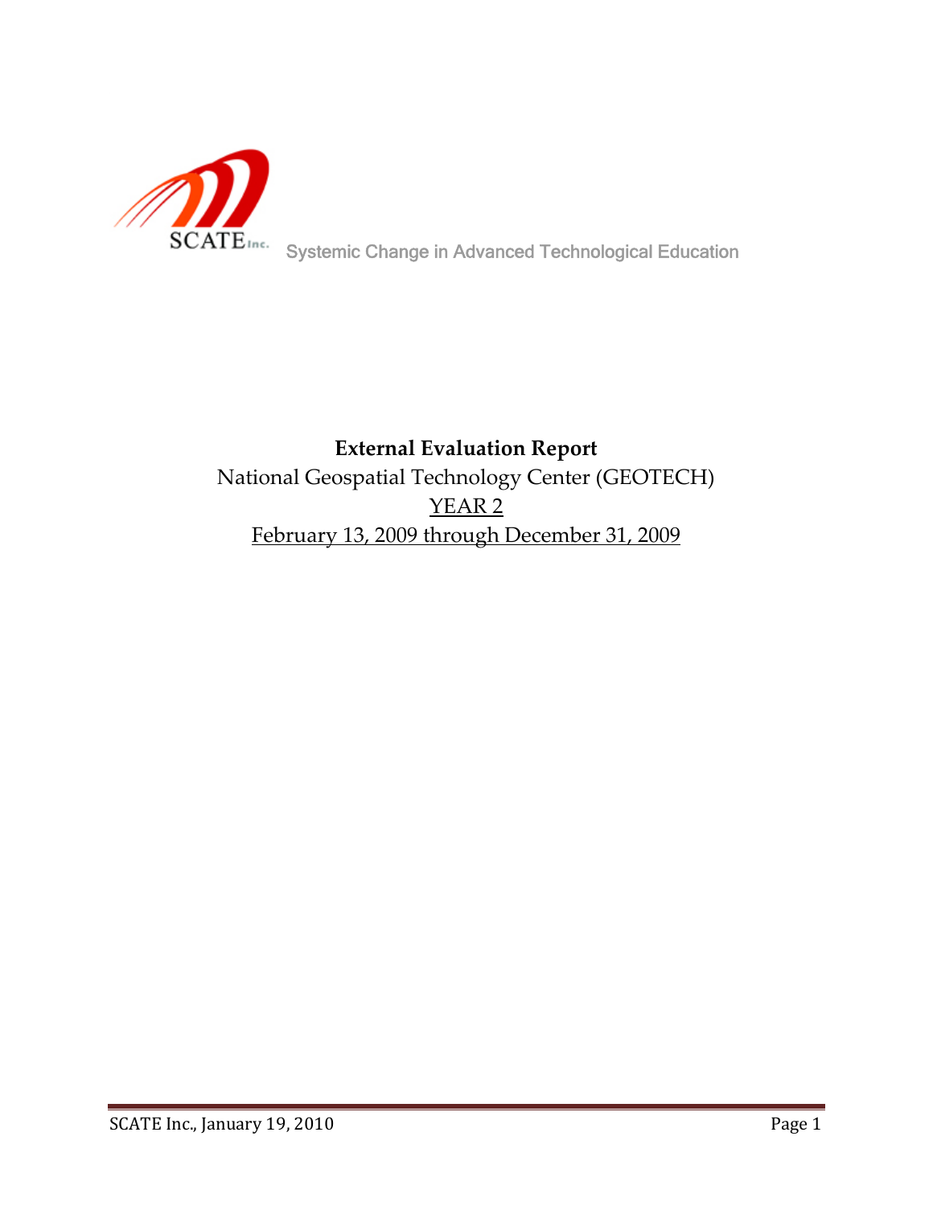SCATE Inc. Systemic Change in Advanced Technological Education

# External Evaluation Report

National Geospatial Technology Center (GEOTECH)

YEAR 2

February 13, 2009 through December 31, 2009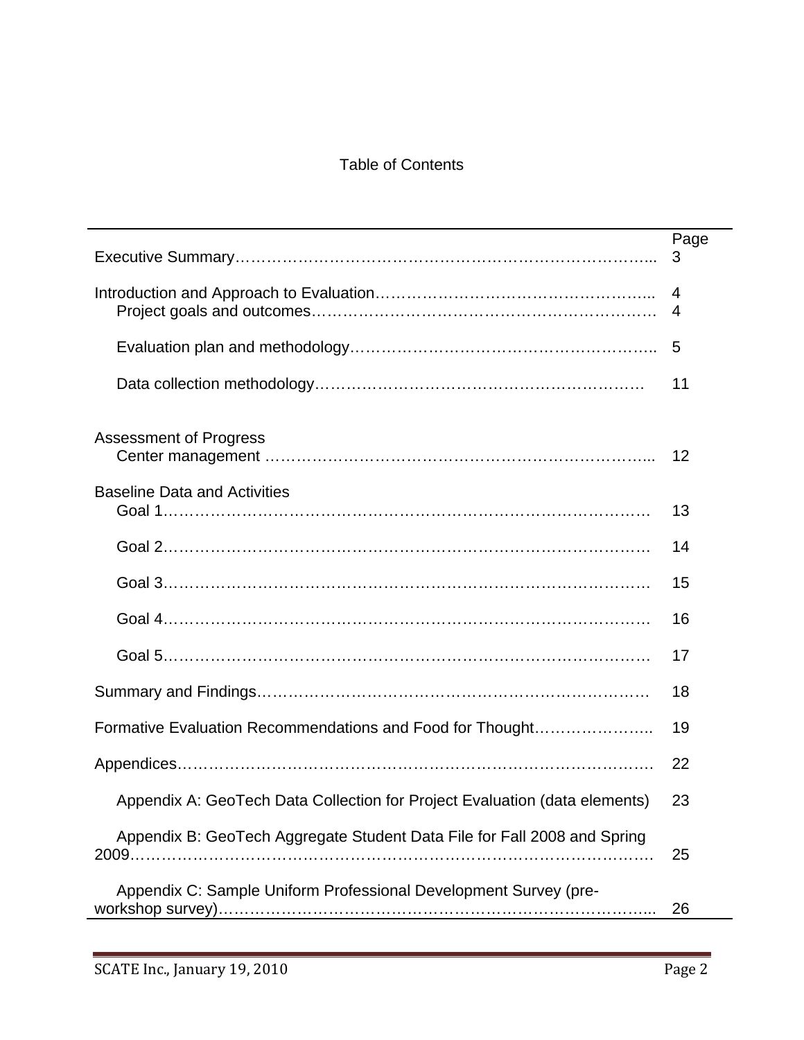# Table of Contents

| | Page |
|---|---|
| Executive Summary | 3 |
| Introduction and Approach to Evaluation | 4 |
| Project goals and outcomes | 4 |
| Evaluation plan and methodology | 5 |
| Data collection methodology | 11 |
| Assessment of Progress | |
| Center management | 12 |
| Baseline Data and Activities | |
| Goal 1 | 13 |
| Goal 2 | 14 |
| Goal 3 | 15 |
| Goal 4 | 16 |
| Goal 5 | 17 |
| Summary and Findings | 18 |
| Formative Evaluation Recommendations and Food for Thought | 19 |
| Appendices | 22 |
| Appendix A: GeoTech Data Collection for Project Evaluation (data elements) | 23 |
| Appendix B: GeoTech Aggregate Student Data File for Fall 2008 and Spring 2009 | 25 |
| Appendix C: Sample Uniform Professional Development Survey (pre-workshop survey) | 26 |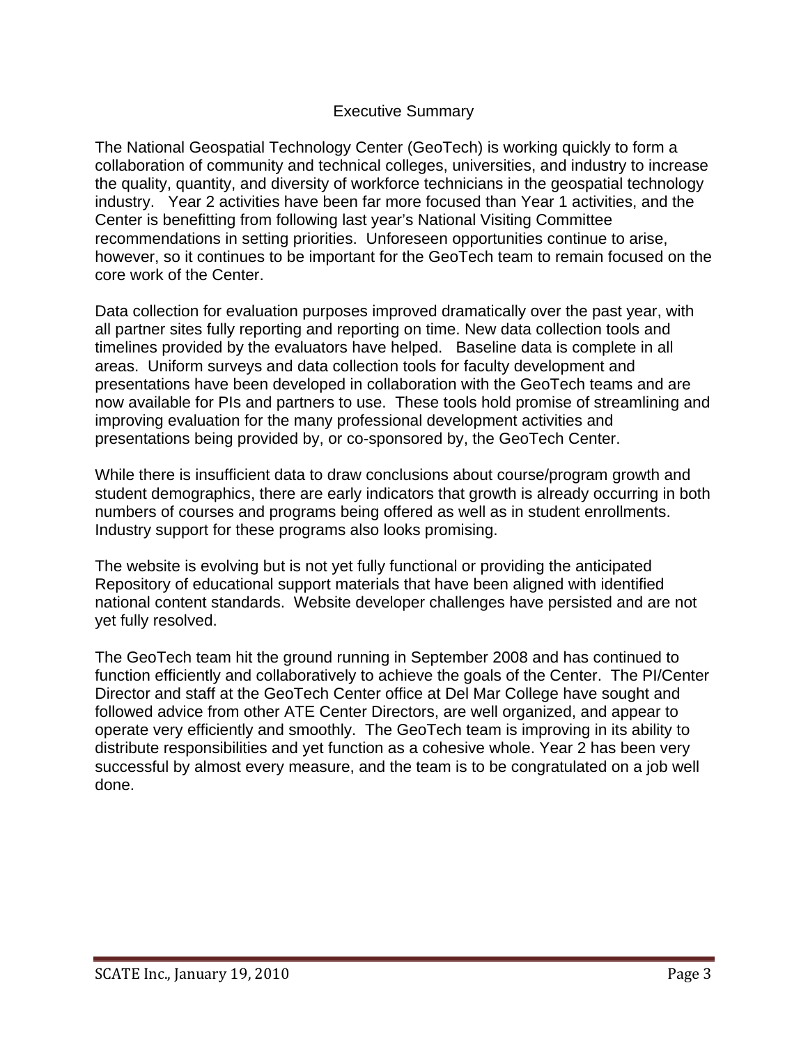# Executive Summary

The National Geospatial Technology Center (GeoTech) is working quickly to form a collaboration of community and technical colleges, universities, and industry to increase the quality, quantity, and diversity of workforce technicians in the geospatial technology industry. Year 2 activities have been far more focused than Year 1 activities, and the Center is benefitting from following last year's National Visiting Committee recommendations in setting priorities. Unforeseen opportunities continue to arise, however, so it continues to be important for the GeoTech team to remain focused on the core work of the Center.

Data collection for evaluation purposes improved dramatically over the past year, with all partner sites fully reporting and reporting on time. New data collection tools and timelines provided by the evaluators have helped. Baseline data is complete in all areas. Uniform surveys and data collection tools for faculty development and presentations have been developed in collaboration with the GeoTech teams and are now available for PIs and partners to use. These tools hold promise of streamlining and improving evaluation for the many professional development activities and presentations being provided by, or co-sponsored by, the GeoTech Center.

While there is insufficient data to draw conclusions about course/program growth and student demographics, there are early indicators that growth is already occurring in both numbers of courses and programs being offered as well as in student enrollments. Industry support for these programs also looks promising.

The website is evolving but is not yet fully functional or providing the anticipated Repository of educational support materials that have been aligned with identified national content standards. Website developer challenges have persisted and are not yet fully resolved.

The GeoTech team hit the ground running in September 2008 and has continued to function efficiently and collaboratively to achieve the goals of the Center. The PI/Center Director and staff at the GeoTech Center office at Del Mar College have sought and followed advice from other ATE Center Directors, are well organized, and appear to operate very efficiently and smoothly. The GeoTech team is improving in its ability to distribute responsibilities and yet function as a cohesive whole. Year 2 has been very successful by almost every measure, and the team is to be congratulated on a job well done.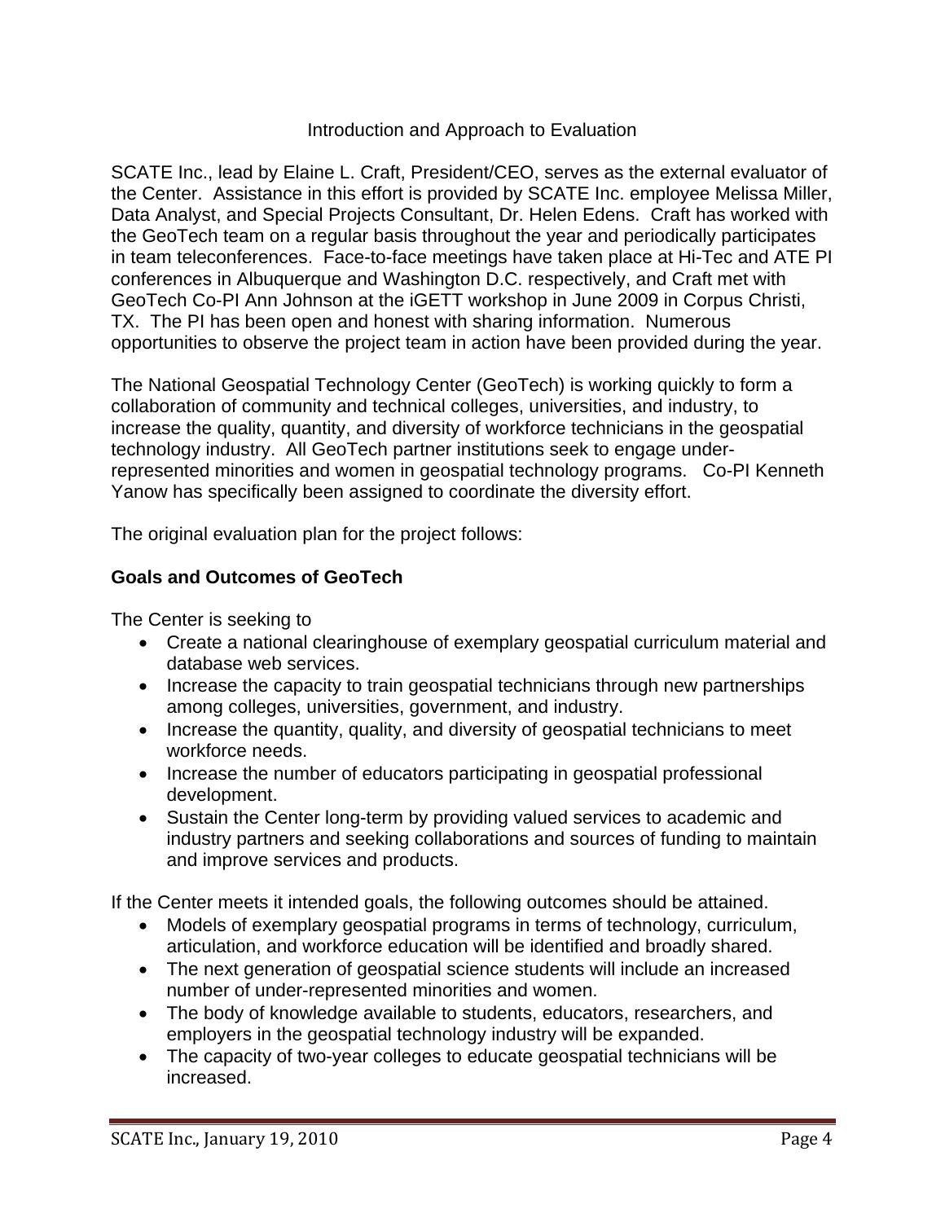## Introduction and Approach to Evaluation

SCATE Inc., lead by Elaine L. Craft, President/CEO, serves as the external evaluator of the Center. Assistance in this effort is provided by SCATE Inc. employee Melissa Miller, Data Analyst, and Special Projects Consultant, Dr. Helen Edens. Craft has worked with the GeoTech team on a regular basis throughout the year and periodically participates in team teleconferences. Face-to-face meetings have taken place at Hi-Tec and ATE PI conferences in Albuquerque and Washington D.C. respectively, and Craft met with GeoTech Co-PI Ann Johnson at the iGETT workshop in June 2009 in Corpus Christi, TX. The PI has been open and honest with sharing information. Numerous opportunities to observe the project team in action have been provided during the year.

The National Geospatial Technology Center (GeoTech) is working quickly to form a collaboration of community and technical colleges, universities, and industry, to increase the quality, quantity, and diversity of workforce technicians in the geospatial technology industry. All GeoTech partner institutions seek to engage under-represented minorities and women in geospatial technology programs. Co-PI Kenneth Yanow has specifically been assigned to coordinate the diversity effort.

The original evaluation plan for the project follows:

**Goals and Outcomes of GeoTech**

The Center is seeking to

- Create a national clearinghouse of exemplary geospatial curriculum material and database web services.
- Increase the capacity to train geospatial technicians through new partnerships among colleges, universities, government, and industry.
- Increase the quantity, quality, and diversity of geospatial technicians to meet workforce needs.
- Increase the number of educators participating in geospatial professional development.
- Sustain the Center long-term by providing valued services to academic and industry partners and seeking collaborations and sources of funding to maintain and improve services and products.

If the Center meets it intended goals, the following outcomes should be attained.

- Models of exemplary geospatial programs in terms of technology, curriculum, articulation, and workforce education will be identified and broadly shared.
- The next generation of geospatial science students will include an increased number of under-represented minorities and women.
- The body of knowledge available to students, educators, researchers, and employers in the geospatial technology industry will be expanded.
- The capacity of two-year colleges to educate geospatial technicians will be increased.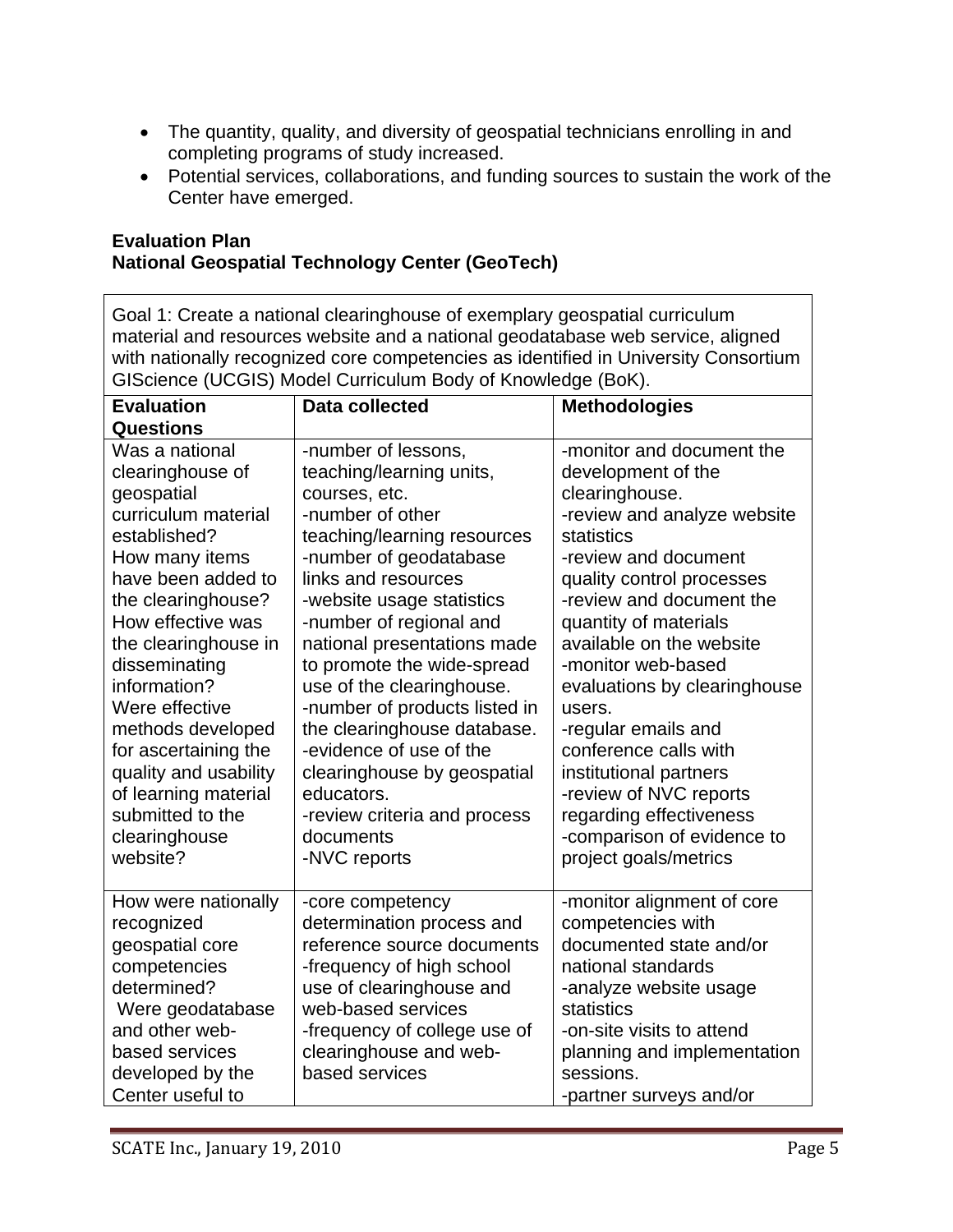- The quantity, quality, and diversity of geospatial technicians enrolling in and completing programs of study increased.
- Potential services, collaborations, and funding sources to sustain the work of the Center have emerged.

**Evaluation Plan**
**National Geospatial Technology Center (GeoTech)**

| Goal 1: Create a national clearinghouse of exemplary geospatial curriculum material and resources website and a national geodatabase web service, aligned with nationally recognized core competencies as identified in University Consortium GIScience (UCGIS) Model Curriculum Body of Knowledge (BoK). | | |
|---|---|---|
| **Evaluation Questions** | **Data collected** | **Methodologies** |
| Was a national clearinghouse of geospatial curriculum material established?<br>How many items have been added to the clearinghouse?<br>How effective was the clearinghouse in disseminating information?<br>Were effective methods developed for ascertaining the quality and usability of learning material submitted to the clearinghouse website? | -number of lessons, teaching/learning units, courses, etc.<br>-number of other teaching/learning resources<br>-number of geodatabase links and resources<br>-website usage statistics<br>-number of regional and national presentations made to promote the wide-spread use of the clearinghouse.<br>-number of products listed in the clearinghouse database.<br>-evidence of use of the clearinghouse by geospatial educators.<br>-review criteria and process documents<br>-NVC reports | -monitor and document the development of the clearinghouse.<br>-review and analyze website statistics<br>-review and document quality control processes<br>-review and document the quantity of materials available on the website<br>-monitor web-based evaluations by clearinghouse users.<br>-regular emails and conference calls with institutional partners<br>-review of NVC reports regarding effectiveness<br>-comparison of evidence to project goals/metrics |
| How were nationally recognized geospatial core competencies determined?<br>Were geodatabase and other web-based services developed by the Center useful to | -core competency determination process and reference source documents<br>-frequency of high school use of clearinghouse and web-based services<br>-frequency of college use of clearinghouse and web-based services | -monitor alignment of core competencies with documented state and/or national standards<br>-analyze website usage statistics<br>-on-site visits to attend planning and implementation sessions.<br>-partner surveys and/or |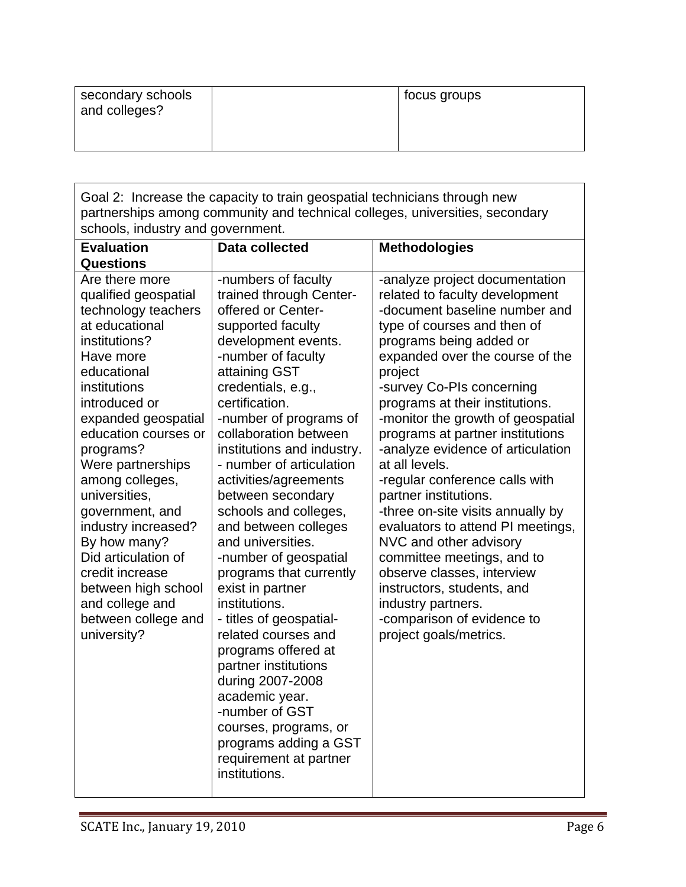| secondary schools and colleges? | | focus groups |
|---|---|---|

| Goal 2: Increase the capacity to train geospatial technicians through new partnerships among community and technical colleges, universities, secondary schools, industry and government. | | |
|---|---|---|
| **Evaluation Questions** | **Data collected** | **Methodologies** |
| Are there more qualified geospatial technology teachers at educational institutions?<br>Have more educational institutions introduced or expanded geospatial education courses or programs?<br>Were partnerships among colleges, universities, government, and industry increased? By how many?<br>Did articulation of credit increase between high school and college and between college and university? | -numbers of faculty trained through Center-offered or Center-supported faculty development events.<br>-number of faculty attaining GST credentials, e.g., certification.<br>-number of programs of collaboration between institutions and industry.<br>- number of articulation activities/agreements between secondary schools and colleges, and between colleges and universities.<br>-number of geospatial programs that currently exist in partner institutions.<br>- titles of geospatial-related courses and programs offered at partner institutions during 2007-2008 academic year.<br>-number of GST courses, programs, or programs adding a GST requirement at partner institutions. | -analyze project documentation related to faculty development<br>-document baseline number and type of courses and then of programs being added or expanded over the course of the project<br>-survey Co-PIs concerning programs at their institutions.<br>-monitor the growth of geospatial programs at partner institutions<br>-analyze evidence of articulation at all levels.<br>-regular conference calls with partner institutions.<br>-three on-site visits annually by evaluators to attend PI meetings, NVC and other advisory committee meetings, and to observe classes, interview instructors, students, and industry partners.<br>-comparison of evidence to project goals/metrics. |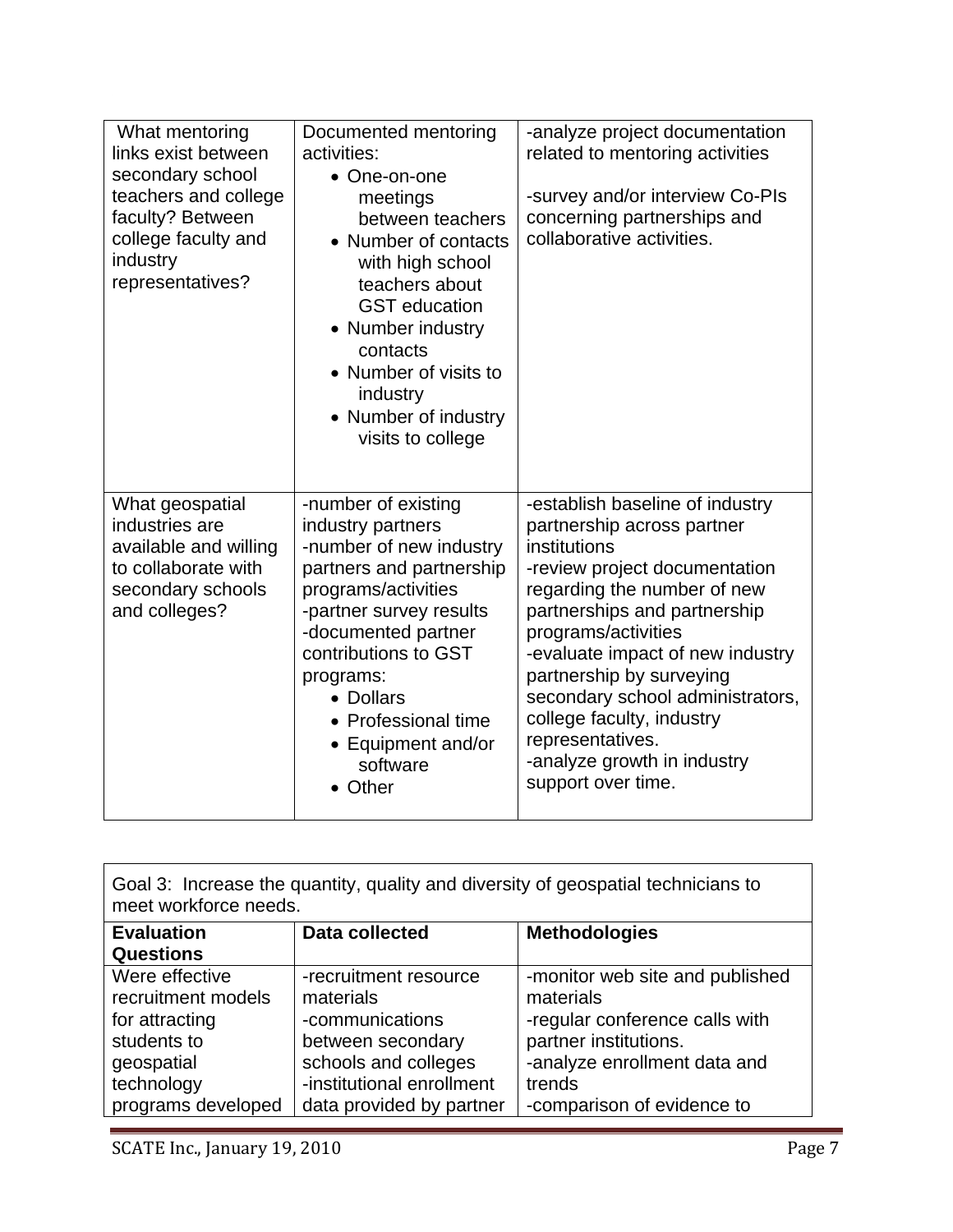| What mentoring links exist between secondary school teachers and college faculty? Between college faculty and industry representatives? | Documented mentoring activities:<br>• One-on-one meetings between teachers<br>• Number of contacts with high school teachers about GST education<br>• Number industry contacts<br>• Number of visits to industry<br>• Number of industry visits to college | -analyze project documentation related to mentoring activities<br><br>-survey and/or interview Co-PIs concerning partnerships and collaborative activities. |
|---|---|---|
| What geospatial industries are available and willing to collaborate with secondary schools and colleges? | -number of existing industry partners<br>-number of new industry partners and partnership programs/activities<br>-partner survey results<br>-documented partner contributions to GST programs:<br>• Dollars<br>• Professional time<br>• Equipment and/or software<br>• Other | -establish baseline of industry partnership across partner institutions<br>-review project documentation regarding the number of new partnerships and partnership programs/activities<br>-evaluate impact of new industry partnership by surveying secondary school administrators, college faculty, industry representatives.<br>-analyze growth in industry support over time. |

| Goal 3: Increase the quantity, quality and diversity of geospatial technicians to meet workforce needs. | | |
|---|---|---|
| **Evaluation Questions** | **Data collected** | **Methodologies** |
| Were effective recruitment models for attracting students to geospatial technology programs developed | -recruitment resource materials<br>-communications between secondary schools and colleges<br>-institutional enrollment data provided by partner | -monitor web site and published materials<br>-regular conference calls with partner institutions.<br>-analyze enrollment data and trends<br>-comparison of evidence to |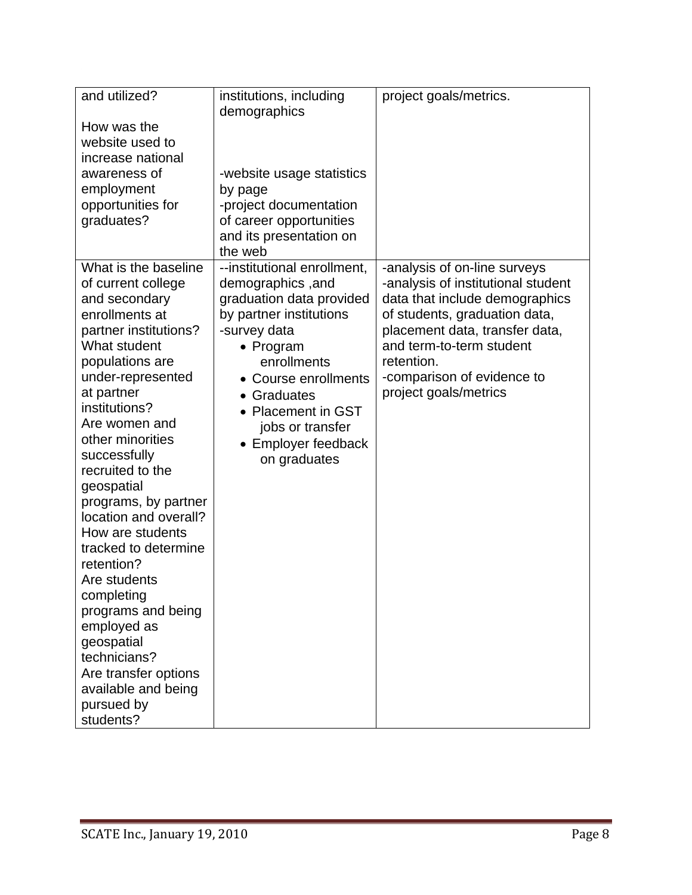| | | |
|---|---|---|
| and utilized?<br><br>How was the website used to increase national awareness of employment opportunities for graduates? | institutions, including demographics<br><br><br><br>-website usage statistics by page<br>-project documentation of career opportunities and its presentation on the web | project goals/metrics. |
| What is the baseline of current college and secondary enrollments at partner institutions?<br>What student populations are under-represented at partner institutions?<br>Are women and other minorities successfully recruited to the geospatial programs, by partner location and overall?<br>How are students tracked to determine retention?<br>Are students completing programs and being employed as geospatial technicians?<br>Are transfer options available and being pursued by students? | --institutional enrollment, demographics ,and graduation data provided by partner institutions<br>-survey data<br>• Program enrollments<br>• Course enrollments<br>• Graduates<br>• Placement in GST jobs or transfer<br>• Employer feedback on graduates | -analysis of on-line surveys<br>-analysis of institutional student data that include demographics of students, graduation data, placement data, transfer data, and term-to-term student retention.<br>-comparison of evidence to project goals/metrics |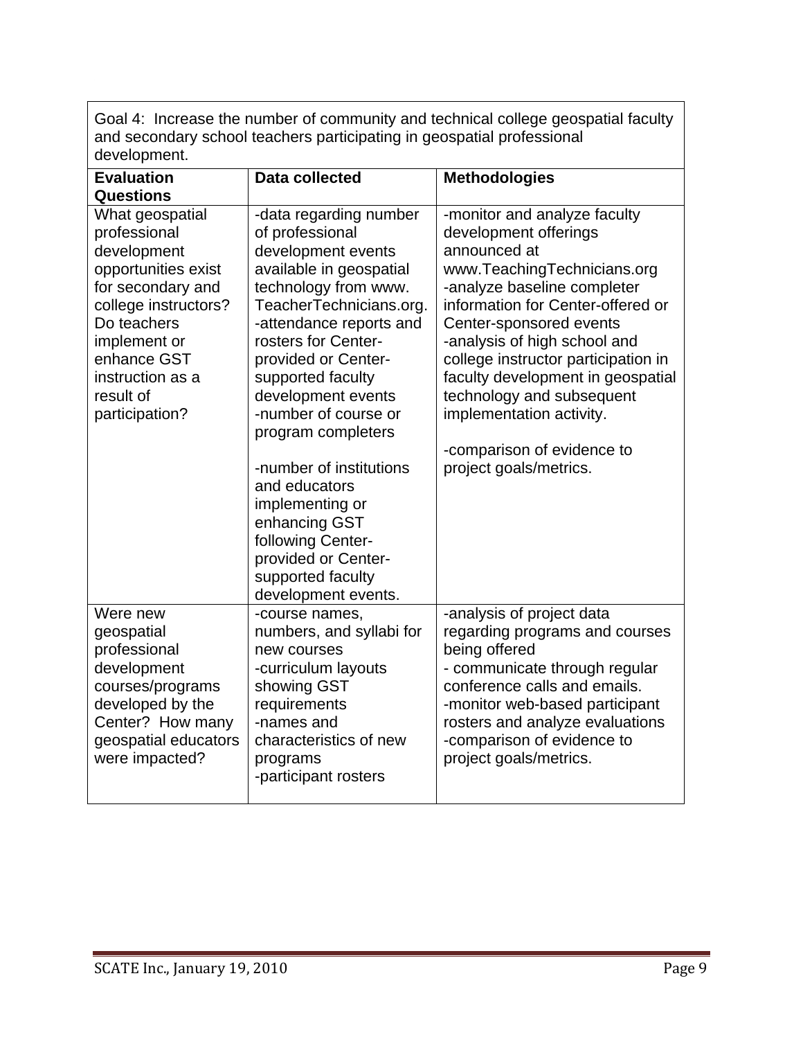| Goal 4: Increase the number of community and technical college geospatial faculty and secondary school teachers participating in geospatial professional development. | | |
|---|---|---|
| **Evaluation Questions** | **Data collected** | **Methodologies** |
| What geospatial professional development opportunities exist for secondary and college instructors? Do teachers implement or enhance GST instruction as a result of participation? | -data regarding number of professional development events available in geospatial technology from www. TeacherTechnicians.org.<br>-attendance reports and rosters for Center-provided or Center-supported faculty development events<br>-number of course or program completers<br><br>-number of institutions and educators implementing or enhancing GST following Center-provided or Center-supported faculty development events. | -monitor and analyze faculty development offerings announced at www.TeachingTechnicians.org<br>-analyze baseline completer information for Center-offered or Center-sponsored events<br>-analysis of high school and college instructor participation in faculty development in geospatial technology and subsequent implementation activity.<br><br>-comparison of evidence to project goals/metrics. |
| Were new geospatial professional development courses/programs developed by the Center? How many geospatial educators were impacted? | -course names, numbers, and syllabi for new courses<br>-curriculum layouts showing GST requirements<br>-names and characteristics of new programs<br>-participant rosters | -analysis of project data regarding programs and courses being offered<br>- communicate through regular conference calls and emails.<br>-monitor web-based participant rosters and analyze evaluations<br>-comparison of evidence to project goals/metrics. |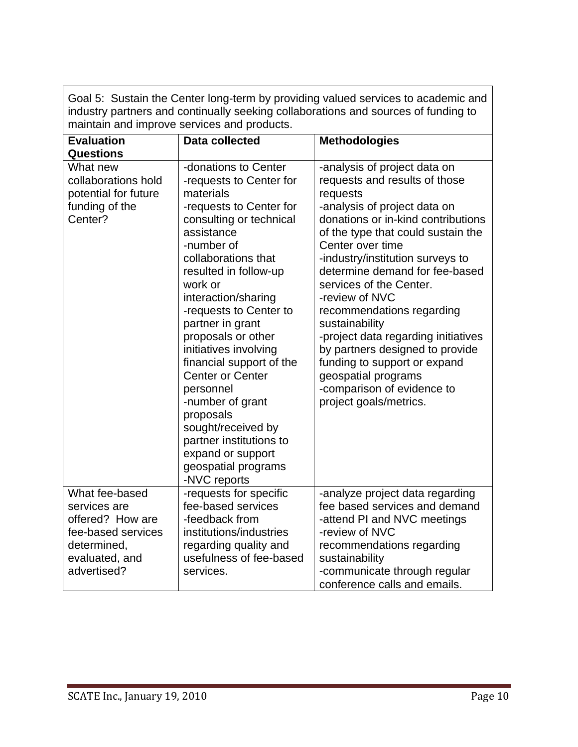| Goal 5: Sustain the Center long-term by providing valued services to academic and industry partners and continually seeking collaborations and sources of funding to maintain and improve services and products. | | |
|---|---|---|
| **Evaluation Questions** | **Data collected** | **Methodologies** |
| What new collaborations hold potential for future funding of the Center? | -donations to Center<br>-requests to Center for materials<br>-requests to Center for consulting or technical assistance<br>-number of collaborations that resulted in follow-up work or interaction/sharing<br>-requests to Center to partner in grant proposals or other initiatives involving financial support of the Center or Center personnel<br>-number of grant proposals sought/received by partner institutions to expand or support geospatial programs<br>-NVC reports | -analysis of project data on requests and results of those requests<br>-analysis of project data on donations or in-kind contributions of the type that could sustain the Center over time<br>-industry/institution surveys to determine demand for fee-based services of the Center.<br>-review of NVC recommendations regarding sustainability<br>-project data regarding initiatives by partners designed to provide funding to support or expand geospatial programs<br>-comparison of evidence to project goals/metrics. |
| What fee-based services are offered? How are fee-based services determined, evaluated, and advertised? | -requests for specific fee-based services<br>-feedback from institutions/industries regarding quality and usefulness of fee-based services. | -analyze project data regarding fee based services and demand<br>-attend PI and NVC meetings<br>-review of NVC recommendations regarding sustainability<br>-communicate through regular conference calls and emails. |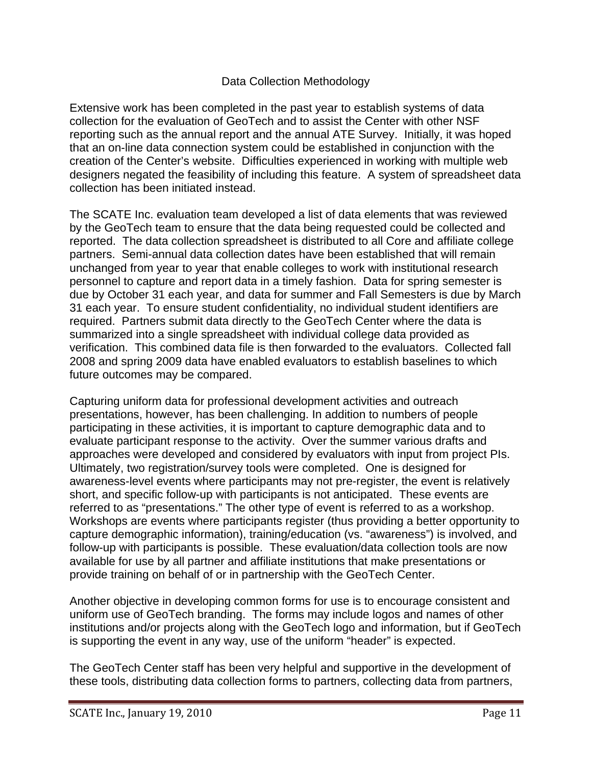## Data Collection Methodology

Extensive work has been completed in the past year to establish systems of data collection for the evaluation of GeoTech and to assist the Center with other NSF reporting such as the annual report and the annual ATE Survey. Initially, it was hoped that an on-line data connection system could be established in conjunction with the creation of the Center's website. Difficulties experienced in working with multiple web designers negated the feasibility of including this feature. A system of spreadsheet data collection has been initiated instead.

The SCATE Inc. evaluation team developed a list of data elements that was reviewed by the GeoTech team to ensure that the data being requested could be collected and reported. The data collection spreadsheet is distributed to all Core and affiliate college partners. Semi-annual data collection dates have been established that will remain unchanged from year to year that enable colleges to work with institutional research personnel to capture and report data in a timely fashion. Data for spring semester is due by October 31 each year, and data for summer and Fall Semesters is due by March 31 each year. To ensure student confidentiality, no individual student identifiers are required. Partners submit data directly to the GeoTech Center where the data is summarized into a single spreadsheet with individual college data provided as verification. This combined data file is then forwarded to the evaluators. Collected fall 2008 and spring 2009 data have enabled evaluators to establish baselines to which future outcomes may be compared.

Capturing uniform data for professional development activities and outreach presentations, however, has been challenging. In addition to numbers of people participating in these activities, it is important to capture demographic data and to evaluate participant response to the activity. Over the summer various drafts and approaches were developed and considered by evaluators with input from project PIs. Ultimately, two registration/survey tools were completed. One is designed for awareness-level events where participants may not pre-register, the event is relatively short, and specific follow-up with participants is not anticipated. These events are referred to as "presentations." The other type of event is referred to as a workshop. Workshops are events where participants register (thus providing a better opportunity to capture demographic information), training/education (vs. "awareness") is involved, and follow-up with participants is possible. These evaluation/data collection tools are now available for use by all partner and affiliate institutions that make presentations or provide training on behalf of or in partnership with the GeoTech Center.

Another objective in developing common forms for use is to encourage consistent and uniform use of GeoTech branding. The forms may include logos and names of other institutions and/or projects along with the GeoTech logo and information, but if GeoTech is supporting the event in any way, use of the uniform "header" is expected.

The GeoTech Center staff has been very helpful and supportive in the development of these tools, distributing data collection forms to partners, collecting data from partners,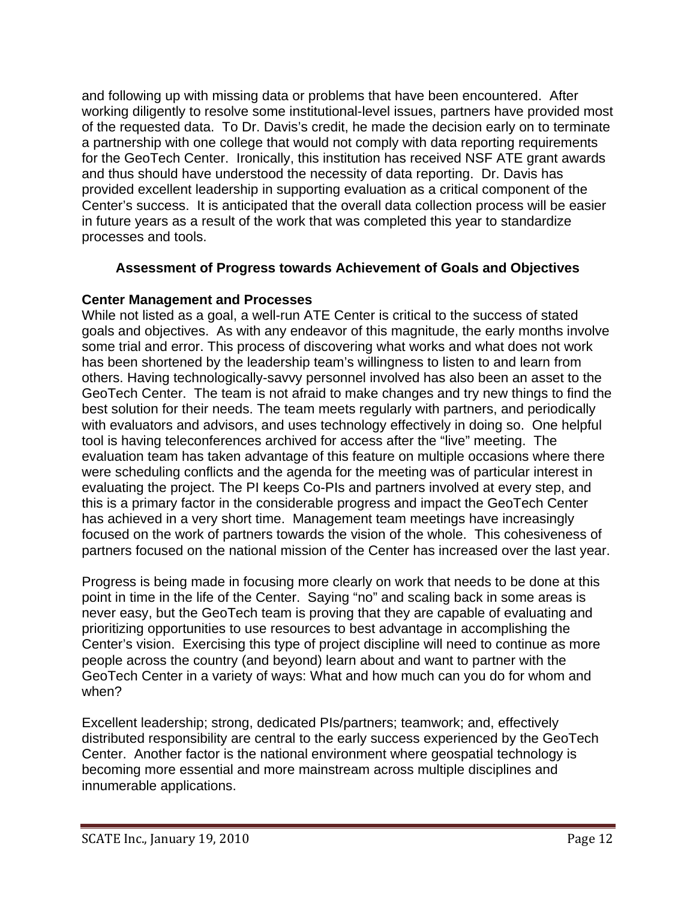and following up with missing data or problems that have been encountered. After working diligently to resolve some institutional-level issues, partners have provided most of the requested data. To Dr. Davis's credit, he made the decision early on to terminate a partnership with one college that would not comply with data reporting requirements for the GeoTech Center. Ironically, this institution has received NSF ATE grant awards and thus should have understood the necessity of data reporting. Dr. Davis has provided excellent leadership in supporting evaluation as a critical component of the Center's success. It is anticipated that the overall data collection process will be easier in future years as a result of the work that was completed this year to standardize processes and tools.

## Assessment of Progress towards Achievement of Goals and Objectives

### Center Management and Processes

While not listed as a goal, a well-run ATE Center is critical to the success of stated goals and objectives. As with any endeavor of this magnitude, the early months involve some trial and error. This process of discovering what works and what does not work has been shortened by the leadership team's willingness to listen to and learn from others. Having technologically-savvy personnel involved has also been an asset to the GeoTech Center. The team is not afraid to make changes and try new things to find the best solution for their needs. The team meets regularly with partners, and periodically with evaluators and advisors, and uses technology effectively in doing so. One helpful tool is having teleconferences archived for access after the "live" meeting. The evaluation team has taken advantage of this feature on multiple occasions where there were scheduling conflicts and the agenda for the meeting was of particular interest in evaluating the project. The PI keeps Co-PIs and partners involved at every step, and this is a primary factor in the considerable progress and impact the GeoTech Center has achieved in a very short time. Management team meetings have increasingly focused on the work of partners towards the vision of the whole. This cohesiveness of partners focused on the national mission of the Center has increased over the last year.

Progress is being made in focusing more clearly on work that needs to be done at this point in time in the life of the Center. Saying "no" and scaling back in some areas is never easy, but the GeoTech team is proving that they are capable of evaluating and prioritizing opportunities to use resources to best advantage in accomplishing the Center's vision. Exercising this type of project discipline will need to continue as more people across the country (and beyond) learn about and want to partner with the GeoTech Center in a variety of ways: What and how much can you do for whom and when?

Excellent leadership; strong, dedicated PIs/partners; teamwork; and, effectively distributed responsibility are central to the early success experienced by the GeoTech Center. Another factor is the national environment where geospatial technology is becoming more essential and more mainstream across multiple disciplines and innumerable applications.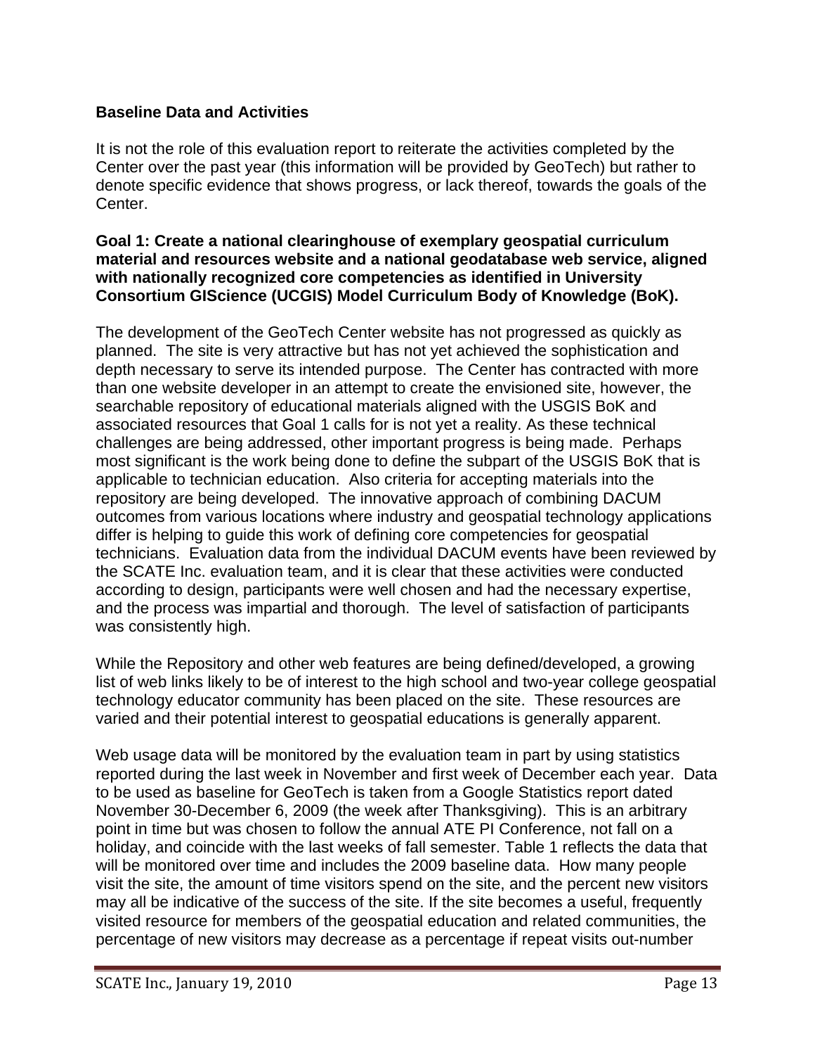**Baseline Data and Activities**

It is not the role of this evaluation report to reiterate the activities completed by the Center over the past year (this information will be provided by GeoTech) but rather to denote specific evidence that shows progress, or lack thereof, towards the goals of the Center.

**Goal 1: Create a national clearinghouse of exemplary geospatial curriculum material and resources website and a national geodatabase web service, aligned with nationally recognized core competencies as identified in University Consortium GIScience (UCGIS) Model Curriculum Body of Knowledge (BoK).**

The development of the GeoTech Center website has not progressed as quickly as planned. The site is very attractive but has not yet achieved the sophistication and depth necessary to serve its intended purpose. The Center has contracted with more than one website developer in an attempt to create the envisioned site, however, the searchable repository of educational materials aligned with the USGIS BoK and associated resources that Goal 1 calls for is not yet a reality. As these technical challenges are being addressed, other important progress is being made. Perhaps most significant is the work being done to define the subpart of the USGIS BoK that is applicable to technician education. Also criteria for accepting materials into the repository are being developed. The innovative approach of combining DACUM outcomes from various locations where industry and geospatial technology applications differ is helping to guide this work of defining core competencies for geospatial technicians. Evaluation data from the individual DACUM events have been reviewed by the SCATE Inc. evaluation team, and it is clear that these activities were conducted according to design, participants were well chosen and had the necessary expertise, and the process was impartial and thorough. The level of satisfaction of participants was consistently high.

While the Repository and other web features are being defined/developed, a growing list of web links likely to be of interest to the high school and two-year college geospatial technology educator community has been placed on the site. These resources are varied and their potential interest to geospatial educations is generally apparent.

Web usage data will be monitored by the evaluation team in part by using statistics reported during the last week in November and first week of December each year. Data to be used as baseline for GeoTech is taken from a Google Statistics report dated November 30-December 6, 2009 (the week after Thanksgiving). This is an arbitrary point in time but was chosen to follow the annual ATE PI Conference, not fall on a holiday, and coincide with the last weeks of fall semester. Table 1 reflects the data that will be monitored over time and includes the 2009 baseline data. How many people visit the site, the amount of time visitors spend on the site, and the percent new visitors may all be indicative of the success of the site. If the site becomes a useful, frequently visited resource for members of the geospatial education and related communities, the percentage of new visitors may decrease as a percentage if repeat visits out-number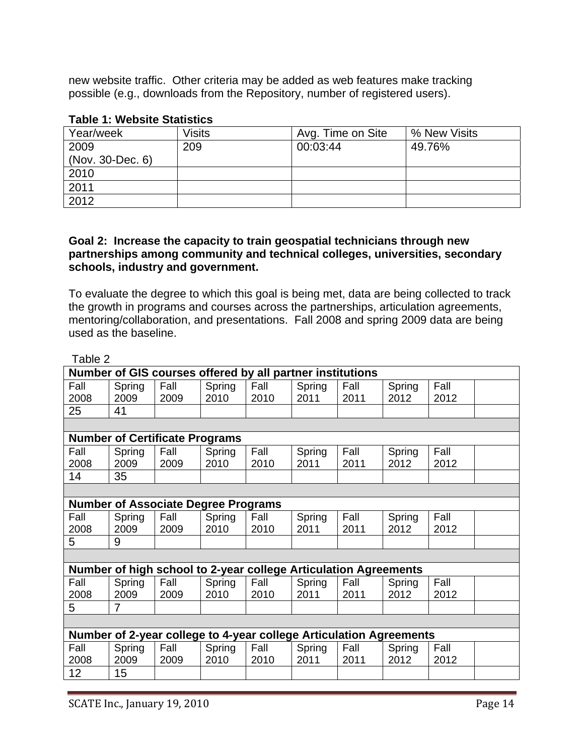new website traffic. Other criteria may be added as web features make tracking possible (e.g., downloads from the Repository, number of registered users).

**Table 1: Website Statistics**

| Year/week | Visits | Avg. Time on Site | % New Visits |
|---|---|---|---|
| 2009 (Nov. 30-Dec. 6) | 209 | 00:03:44 | 49.76% |
| 2010 | | | |
| 2011 | | | |
| 2012 | | | |

**Goal 2: Increase the capacity to train geospatial technicians through new partnerships among community and technical colleges, universities, secondary schools, industry and government.**

To evaluate the degree to which this goal is being met, data are being collected to track the growth in programs and courses across the partnerships, articulation agreements, mentoring/collaboration, and presentations. Fall 2008 and spring 2009 data are being used as the baseline.

Table 2

| **Number of GIS courses offered by all partner institutions** | | | | | | | | | |
|---|---|---|---|---|---|---|---|---|---|
| Fall 2008 | Spring 2009 | Fall 2009 | Spring 2010 | Fall 2010 | Spring 2011 | Fall 2011 | Spring 2012 | Fall 2012 | |
| 25 | 41 | | | | | | | | |
| | | | | | | | | | |
| **Number of Certificate Programs** | | | | | | | | | |
| Fall 2008 | Spring 2009 | Fall 2009 | Spring 2010 | Fall 2010 | Spring 2011 | Fall 2011 | Spring 2012 | Fall 2012 | |
| 14 | 35 | | | | | | | | |
| | | | | | | | | | |
| **Number of Associate Degree Programs** | | | | | | | | | |
| Fall 2008 | Spring 2009 | Fall 2009 | Spring 2010 | Fall 2010 | Spring 2011 | Fall 2011 | Spring 2012 | Fall 2012 | |
| 5 | 9 | | | | | | | | |
| | | | | | | | | | |
| **Number of high school to 2-year college Articulation Agreements** | | | | | | | | | |
| Fall 2008 | Spring 2009 | Fall 2009 | Spring 2010 | Fall 2010 | Spring 2011 | Fall 2011 | Spring 2012 | Fall 2012 | |
| 5 | 7 | | | | | | | | |
| | | | | | | | | | |
| **Number of 2-year college to 4-year college Articulation Agreements** | | | | | | | | | |
| Fall 2008 | Spring 2009 | Fall 2009 | Spring 2010 | Fall 2010 | Spring 2011 | Fall 2011 | Spring 2012 | Fall 2012 | |
| 12 | 15 | | | | | | | | |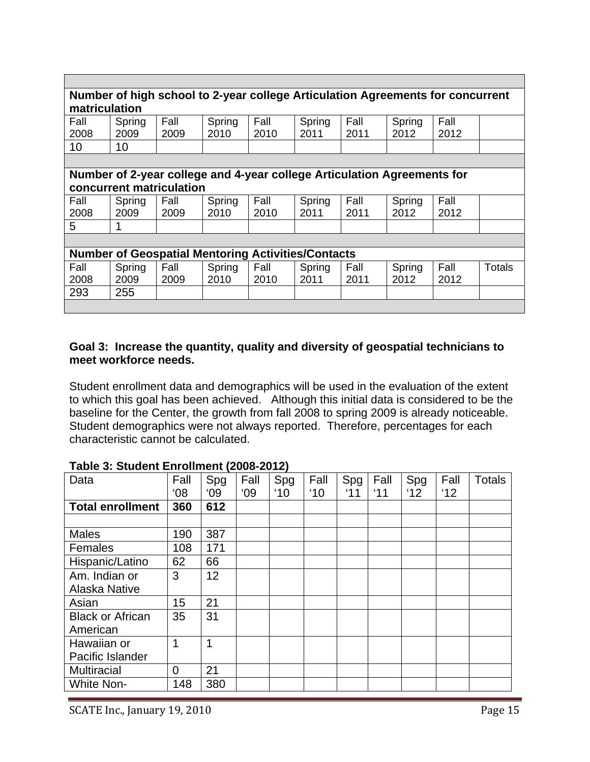| | | | | | | | | | |
|---|---|---|---|---|---|---|---|---|---|
| **Number of high school to 2-year college Articulation Agreements for concurrent matriculation** | | | | | | | | | |
| Fall 2008 | Spring 2009 | Fall 2009 | Spring 2010 | Fall 2010 | Spring 2011 | Fall 2011 | Spring 2012 | Fall 2012 | |
| 10 | 10 | | | | | | | | |
| | | | | | | | | | |
| **Number of 2-year college and 4-year college Articulation Agreements for concurrent matriculation** | | | | | | | | | |
| Fall 2008 | Spring 2009 | Fall 2009 | Spring 2010 | Fall 2010 | Spring 2011 | Fall 2011 | Spring 2012 | Fall 2012 | |
| 5 | 1 | | | | | | | | |
| | | | | | | | | | |
| **Number of Geospatial Mentoring Activities/Contacts** | | | | | | | | | |
| Fall 2008 | Spring 2009 | Fall 2009 | Spring 2010 | Fall 2010 | Spring 2011 | Fall 2011 | Spring 2012 | Fall 2012 | Totals |
| 293 | 255 | | | | | | | | |

**Goal 3: Increase the quantity, quality and diversity of geospatial technicians to meet workforce needs.**

Student enrollment data and demographics will be used in the evaluation of the extent to which this goal has been achieved. Although this initial data is considered to be the baseline for the Center, the growth from fall 2008 to spring 2009 is already noticeable. Student demographics were not always reported. Therefore, percentages for each characteristic cannot be calculated.

**Table 3: Student Enrollment (2008-2012)**

| Data | Fall '08 | Spg '09 | Fall '09 | Spg '10 | Fall '10 | Spg '11 | Fall '11 | Spg '12 | Fall '12 | Totals |
|---|---|---|---|---|---|---|---|---|---|---|
| **Total enrollment** | **360** | **612** | | | | | | | | |
| | | | | | | | | | | |
| Males | 190 | 387 | | | | | | | | |
| Females | 108 | 171 | | | | | | | | |
| Hispanic/Latino | 62 | 66 | | | | | | | | |
| Am. Indian or Alaska Native | 3 | 12 | | | | | | | | |
| Asian | 15 | 21 | | | | | | | | |
| Black or African American | 35 | 31 | | | | | | | | |
| Hawaiian or Pacific Islander | 1 | 1 | | | | | | | | |
| Multiracial | 0 | 21 | | | | | | | | |
| White Non- | 148 | 380 | | | | | | | | |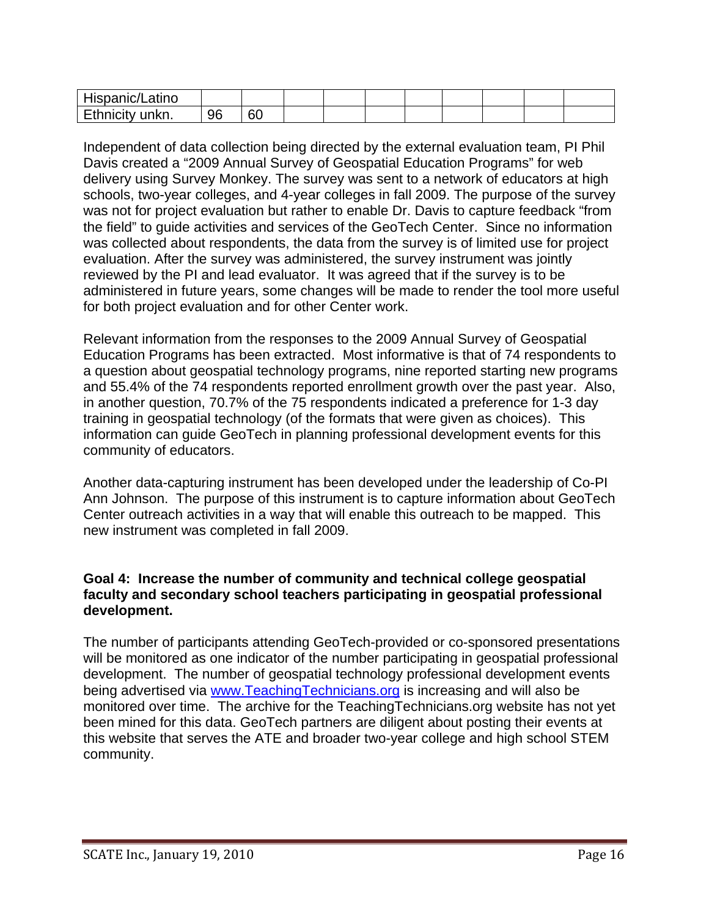| Hispanic/Latino | | | | | | | | | | |
|---|---|---|---|---|---|---|---|---|---|---|
| Ethnicity unkn. | 96 | 60 | | | | | | | | |

Independent of data collection being directed by the external evaluation team, PI Phil Davis created a "2009 Annual Survey of Geospatial Education Programs" for web delivery using Survey Monkey. The survey was sent to a network of educators at high schools, two-year colleges, and 4-year colleges in fall 2009. The purpose of the survey was not for project evaluation but rather to enable Dr. Davis to capture feedback "from the field" to guide activities and services of the GeoTech Center. Since no information was collected about respondents, the data from the survey is of limited use for project evaluation. After the survey was administered, the survey instrument was jointly reviewed by the PI and lead evaluator. It was agreed that if the survey is to be administered in future years, some changes will be made to render the tool more useful for both project evaluation and for other Center work.

Relevant information from the responses to the 2009 Annual Survey of Geospatial Education Programs has been extracted. Most informative is that of 74 respondents to a question about geospatial technology programs, nine reported starting new programs and 55.4% of the 74 respondents reported enrollment growth over the past year. Also, in another question, 70.7% of the 75 respondents indicated a preference for 1-3 day training in geospatial technology (of the formats that were given as choices). This information can guide GeoTech in planning professional development events for this community of educators.

Another data-capturing instrument has been developed under the leadership of Co-PI Ann Johnson. The purpose of this instrument is to capture information about GeoTech Center outreach activities in a way that will enable this outreach to be mapped. This new instrument was completed in fall 2009.

**Goal 4: Increase the number of community and technical college geospatial faculty and secondary school teachers participating in geospatial professional development.**

The number of participants attending GeoTech-provided or co-sponsored presentations will be monitored as one indicator of the number participating in geospatial professional development. The number of geospatial technology professional development events being advertised via [www.TeachingTechnicians.org](http://www.TeachingTechnicians.org) is increasing and will also be monitored over time. The archive for the TeachingTechnicians.org website has not yet been mined for this data. GeoTech partners are diligent about posting their events at this website that serves the ATE and broader two-year college and high school STEM community.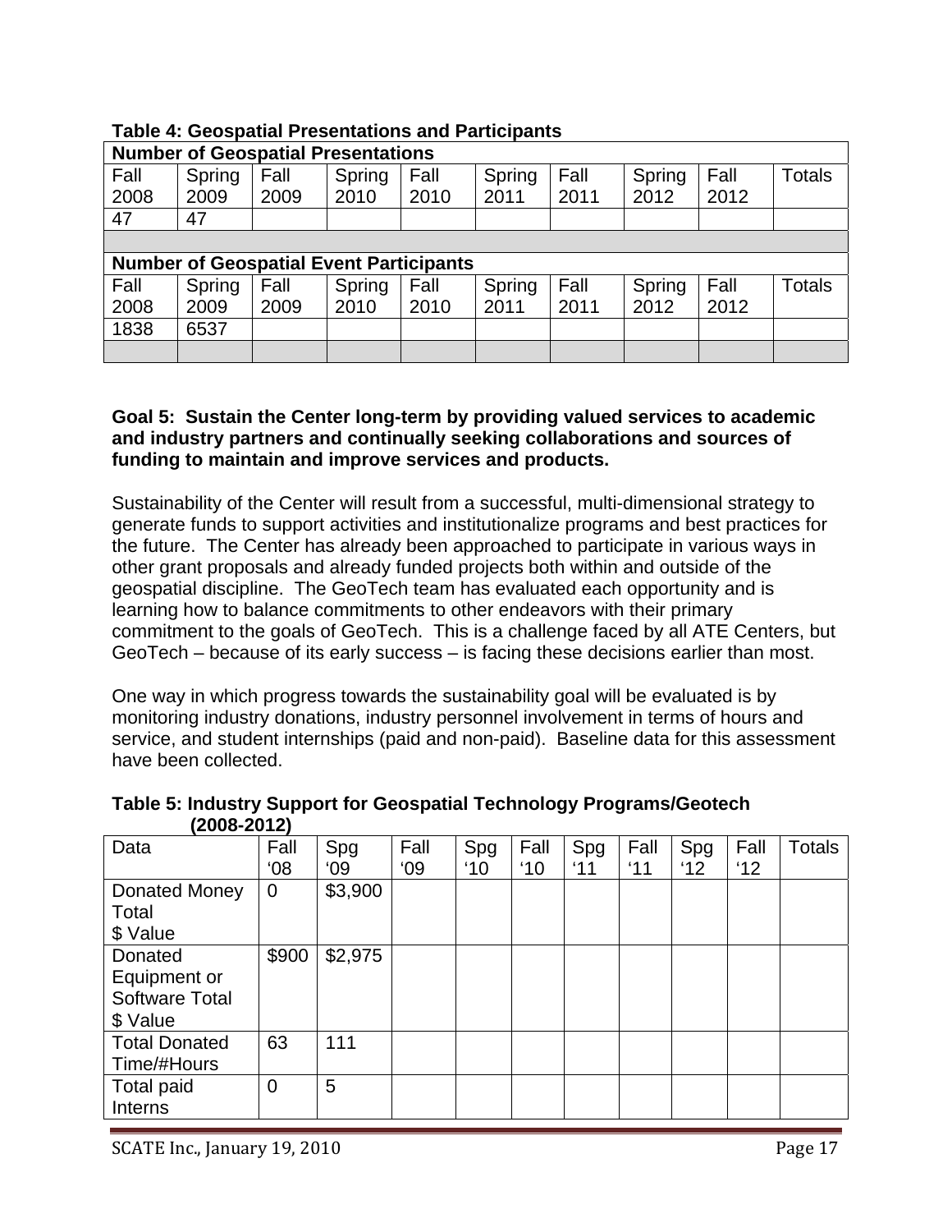**Table 4: Geospatial Presentations and Participants**

| Number of Geospatial Presentations | | | | | | | | | |
|---|---|---|---|---|---|---|---|---|---|
| Fall 2008 | Spring 2009 | Fall 2009 | Spring 2010 | Fall 2010 | Spring 2011 | Fall 2011 | Spring 2012 | Fall 2012 | Totals |
| 47 | 47 | | | | | | | | |
| | | | | | | | | | |
| **Number of Geospatial Event Participants** | | | | | | | | | |
| Fall 2008 | Spring 2009 | Fall 2009 | Spring 2010 | Fall 2010 | Spring 2011 | Fall 2011 | Spring 2012 | Fall 2012 | Totals |
| 1838 | 6537 | | | | | | | | |
| | | | | | | | | | |

**Goal 5: Sustain the Center long-term by providing valued services to academic and industry partners and continually seeking collaborations and sources of funding to maintain and improve services and products.**

Sustainability of the Center will result from a successful, multi-dimensional strategy to generate funds to support activities and institutionalize programs and best practices for the future. The Center has already been approached to participate in various ways in other grant proposals and already funded projects both within and outside of the geospatial discipline. The GeoTech team has evaluated each opportunity and is learning how to balance commitments to other endeavors with their primary commitment to the goals of GeoTech. This is a challenge faced by all ATE Centers, but GeoTech – because of its early success – is facing these decisions earlier than most.

One way in which progress towards the sustainability goal will be evaluated is by monitoring industry donations, industry personnel involvement in terms of hours and service, and student internships (paid and non-paid). Baseline data for this assessment have been collected.

**Table 5: Industry Support for Geospatial Technology Programs/Geotech (2008-2012)**

| Data | Fall '08 | Spg '09 | Fall '09 | Spg '10 | Fall '10 | Spg '11 | Fall '11 | Spg '12 | Fall '12 | Totals |
|---|---|---|---|---|---|---|---|---|---|---|
| Donated Money Total $ Value | 0 | $3,900 | | | | | | | | |
| Donated Equipment or Software Total $ Value | $900 | $2,975 | | | | | | | | |
| Total Donated Time/#Hours | 63 | 111 | | | | | | | | |
| Total paid Interns | 0 | 5 | | | | | | | | |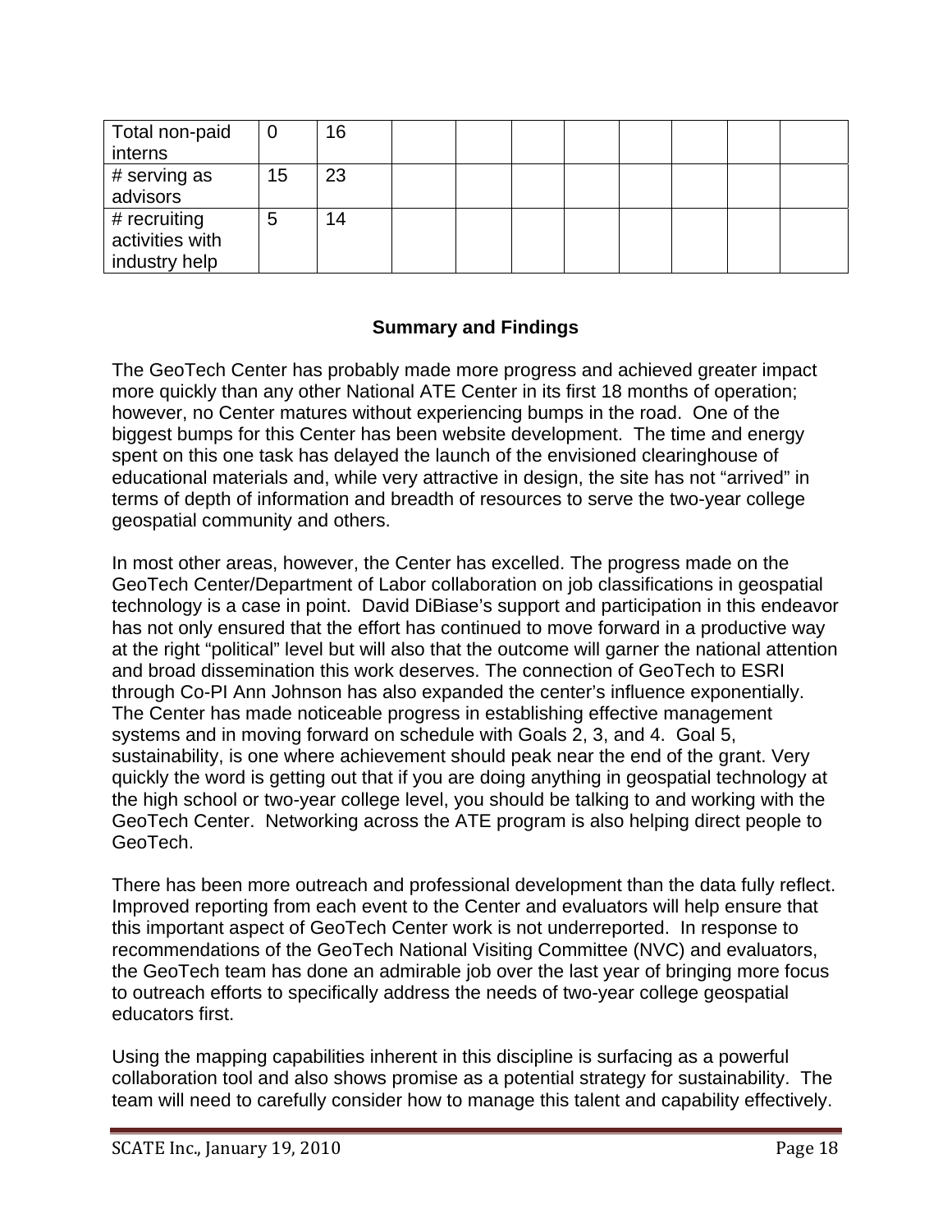| | | | | | | | | | | |
|---|---|---|---|---|---|---|---|---|---|---|
| Total non-paid interns | 0 | 16 | | | | | | | | |
| # serving as advisors | 15 | 23 | | | | | | | | |
| # recruiting activities with industry help | 5 | 14 | | | | | | | | |

## Summary and Findings

The GeoTech Center has probably made more progress and achieved greater impact more quickly than any other National ATE Center in its first 18 months of operation; however, no Center matures without experiencing bumps in the road. One of the biggest bumps for this Center has been website development. The time and energy spent on this one task has delayed the launch of the envisioned clearinghouse of educational materials and, while very attractive in design, the site has not "arrived" in terms of depth of information and breadth of resources to serve the two-year college geospatial community and others.

In most other areas, however, the Center has excelled. The progress made on the GeoTech Center/Department of Labor collaboration on job classifications in geospatial technology is a case in point. David DiBiase's support and participation in this endeavor has not only ensured that the effort has continued to move forward in a productive way at the right "political" level but will also that the outcome will garner the national attention and broad dissemination this work deserves. The connection of GeoTech to ESRI through Co-PI Ann Johnson has also expanded the center's influence exponentially. The Center has made noticeable progress in establishing effective management systems and in moving forward on schedule with Goals 2, 3, and 4. Goal 5, sustainability, is one where achievement should peak near the end of the grant. Very quickly the word is getting out that if you are doing anything in geospatial technology at the high school or two-year college level, you should be talking to and working with the GeoTech Center. Networking across the ATE program is also helping direct people to GeoTech.

There has been more outreach and professional development than the data fully reflect. Improved reporting from each event to the Center and evaluators will help ensure that this important aspect of GeoTech Center work is not underreported. In response to recommendations of the GeoTech National Visiting Committee (NVC) and evaluators, the GeoTech team has done an admirable job over the last year of bringing more focus to outreach efforts to specifically address the needs of two-year college geospatial educators first.

Using the mapping capabilities inherent in this discipline is surfacing as a powerful collaboration tool and also shows promise as a potential strategy for sustainability. The team will need to carefully consider how to manage this talent and capability effectively.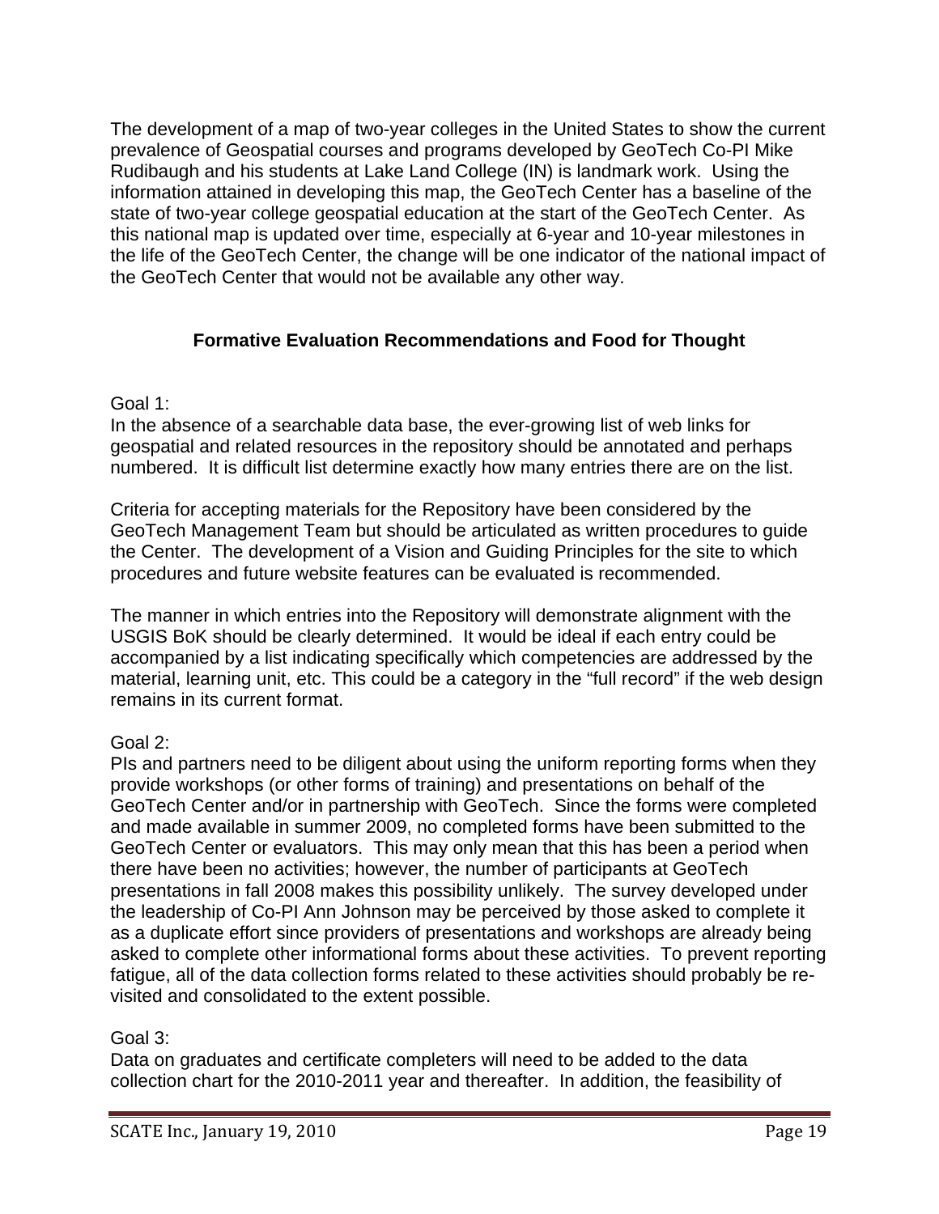The development of a map of two-year colleges in the United States to show the current prevalence of Geospatial courses and programs developed by GeoTech Co-PI Mike Rudibaugh and his students at Lake Land College (IN) is landmark work. Using the information attained in developing this map, the GeoTech Center has a baseline of the state of two-year college geospatial education at the start of the GeoTech Center. As this national map is updated over time, especially at 6-year and 10-year milestones in the life of the GeoTech Center, the change will be one indicator of the national impact of the GeoTech Center that would not be available any other way.

## Formative Evaluation Recommendations and Food for Thought

Goal 1:
In the absence of a searchable data base, the ever-growing list of web links for geospatial and related resources in the repository should be annotated and perhaps numbered. It is difficult list determine exactly how many entries there are on the list.

Criteria for accepting materials for the Repository have been considered by the GeoTech Management Team but should be articulated as written procedures to guide the Center. The development of a Vision and Guiding Principles for the site to which procedures and future website features can be evaluated is recommended.

The manner in which entries into the Repository will demonstrate alignment with the USGIS BoK should be clearly determined. It would be ideal if each entry could be accompanied by a list indicating specifically which competencies are addressed by the material, learning unit, etc. This could be a category in the "full record" if the web design remains in its current format.

Goal 2:
PIs and partners need to be diligent about using the uniform reporting forms when they provide workshops (or other forms of training) and presentations on behalf of the GeoTech Center and/or in partnership with GeoTech. Since the forms were completed and made available in summer 2009, no completed forms have been submitted to the GeoTech Center or evaluators. This may only mean that this has been a period when there have been no activities; however, the number of participants at GeoTech presentations in fall 2008 makes this possibility unlikely. The survey developed under the leadership of Co-PI Ann Johnson may be perceived by those asked to complete it as a duplicate effort since providers of presentations and workshops are already being asked to complete other informational forms about these activities. To prevent reporting fatigue, all of the data collection forms related to these activities should probably be re-visited and consolidated to the extent possible.

Goal 3:
Data on graduates and certificate completers will need to be added to the data collection chart for the 2010-2011 year and thereafter. In addition, the feasibility of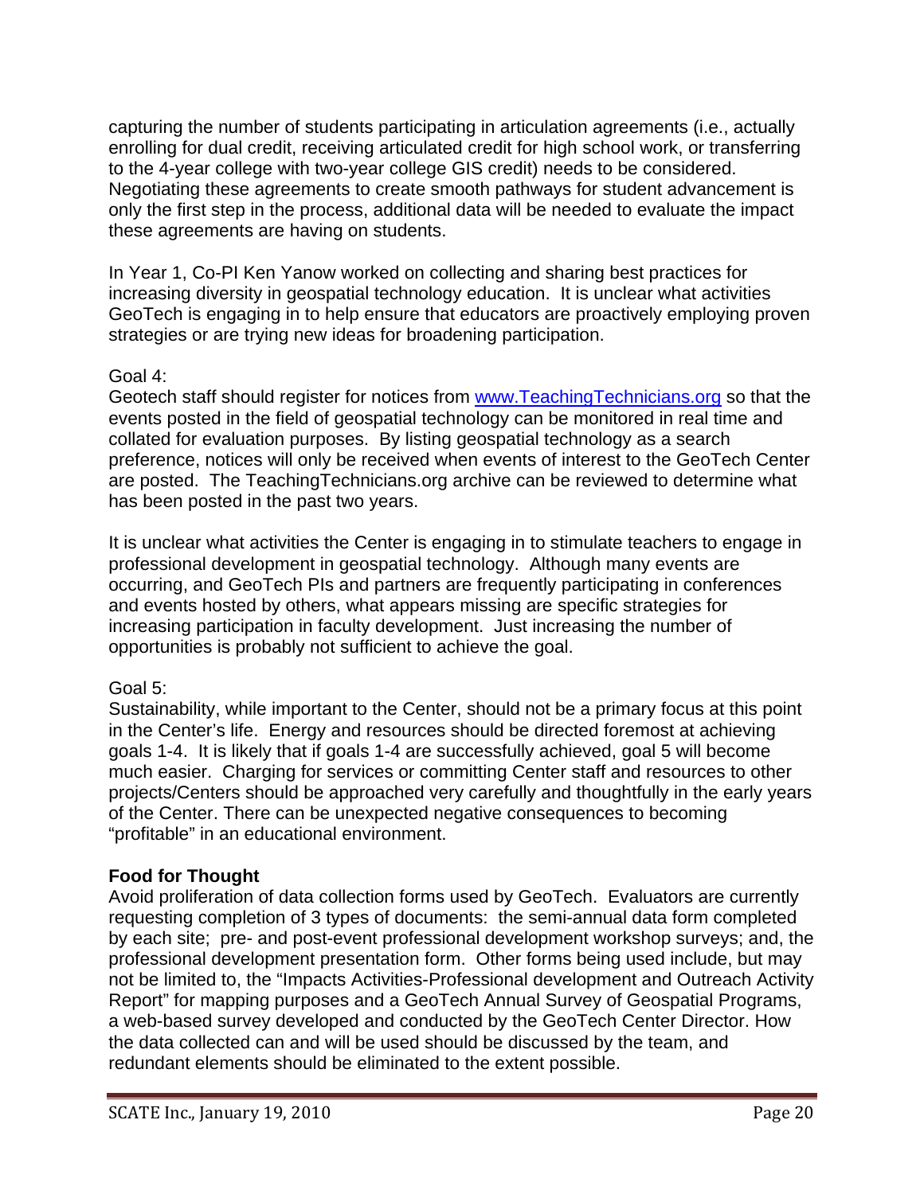capturing the number of students participating in articulation agreements (i.e., actually enrolling for dual credit, receiving articulated credit for high school work, or transferring to the 4-year college with two-year college GIS credit) needs to be considered. Negotiating these agreements to create smooth pathways for student advancement is only the first step in the process, additional data will be needed to evaluate the impact these agreements are having on students.

In Year 1, Co-PI Ken Yanow worked on collecting and sharing best practices for increasing diversity in geospatial technology education. It is unclear what activities GeoTech is engaging in to help ensure that educators are proactively employing proven strategies or are trying new ideas for broadening participation.

Goal 4:
Geotech staff should register for notices from [www.TeachingTechnicians.org](www.TeachingTechnicians.org) so that the events posted in the field of geospatial technology can be monitored in real time and collated for evaluation purposes. By listing geospatial technology as a search preference, notices will only be received when events of interest to the GeoTech Center are posted. The TeachingTechnicians.org archive can be reviewed to determine what has been posted in the past two years.

It is unclear what activities the Center is engaging in to stimulate teachers to engage in professional development in geospatial technology. Although many events are occurring, and GeoTech PIs and partners are frequently participating in conferences and events hosted by others, what appears missing are specific strategies for increasing participation in faculty development. Just increasing the number of opportunities is probably not sufficient to achieve the goal.

Goal 5:
Sustainability, while important to the Center, should not be a primary focus at this point in the Center's life. Energy and resources should be directed foremost at achieving goals 1-4. It is likely that if goals 1-4 are successfully achieved, goal 5 will become much easier. Charging for services or committing Center staff and resources to other projects/Centers should be approached very carefully and thoughtfully in the early years of the Center. There can be unexpected negative consequences to becoming "profitable" in an educational environment.

**Food for Thought**
Avoid proliferation of data collection forms used by GeoTech. Evaluators are currently requesting completion of 3 types of documents: the semi-annual data form completed by each site; pre- and post-event professional development workshop surveys; and, the professional development presentation form. Other forms being used include, but may not be limited to, the "Impacts Activities-Professional development and Outreach Activity Report" for mapping purposes and a GeoTech Annual Survey of Geospatial Programs, a web-based survey developed and conducted by the GeoTech Center Director. How the data collected can and will be used should be discussed by the team, and redundant elements should be eliminated to the extent possible.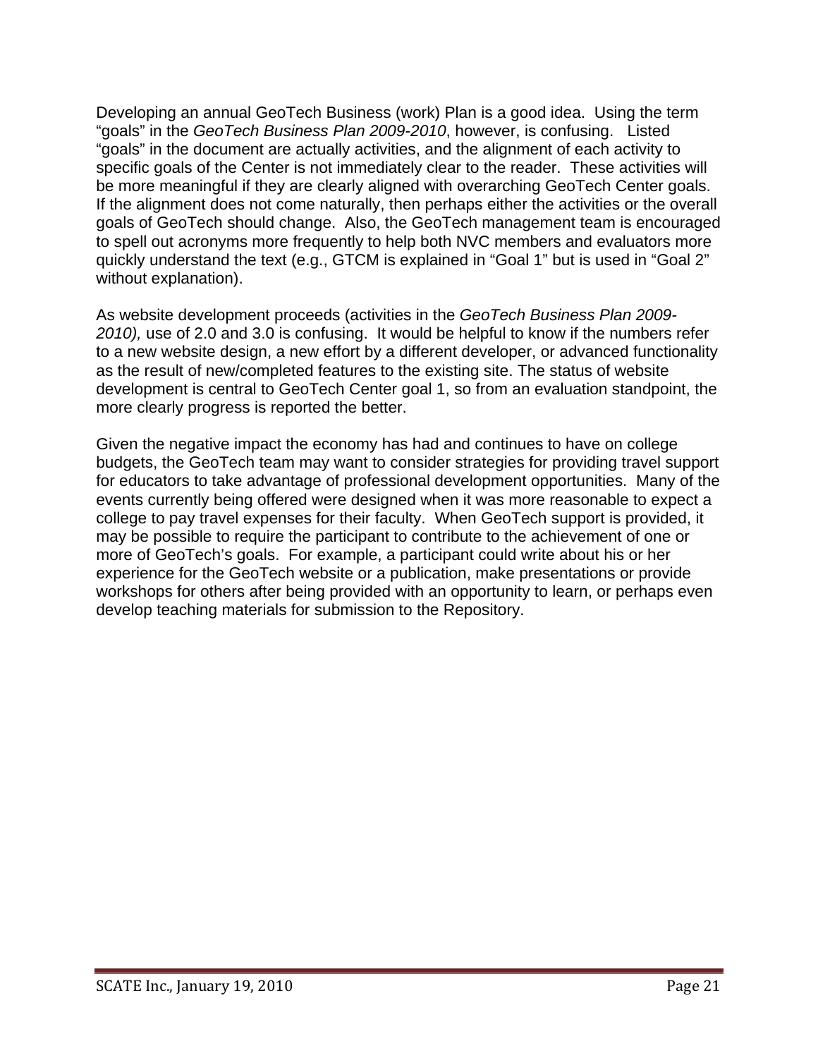Developing an annual GeoTech Business (work) Plan is a good idea. Using the term "goals" in the *GeoTech Business Plan 2009-2010*, however, is confusing. Listed "goals" in the document are actually activities, and the alignment of each activity to specific goals of the Center is not immediately clear to the reader. These activities will be more meaningful if they are clearly aligned with overarching GeoTech Center goals. If the alignment does not come naturally, then perhaps either the activities or the overall goals of GeoTech should change. Also, the GeoTech management team is encouraged to spell out acronyms more frequently to help both NVC members and evaluators more quickly understand the text (e.g., GTCM is explained in "Goal 1" but is used in "Goal 2" without explanation).

As website development proceeds (activities in the *GeoTech Business Plan 2009-2010),* use of 2.0 and 3.0 is confusing. It would be helpful to know if the numbers refer to a new website design, a new effort by a different developer, or advanced functionality as the result of new/completed features to the existing site. The status of website development is central to GeoTech Center goal 1, so from an evaluation standpoint, the more clearly progress is reported the better.

Given the negative impact the economy has had and continues to have on college budgets, the GeoTech team may want to consider strategies for providing travel support for educators to take advantage of professional development opportunities. Many of the events currently being offered were designed when it was more reasonable to expect a college to pay travel expenses for their faculty. When GeoTech support is provided, it may be possible to require the participant to contribute to the achievement of one or more of GeoTech's goals. For example, a participant could write about his or her experience for the GeoTech website or a publication, make presentations or provide workshops for others after being provided with an opportunity to learn, or perhaps even develop teaching materials for submission to the Repository.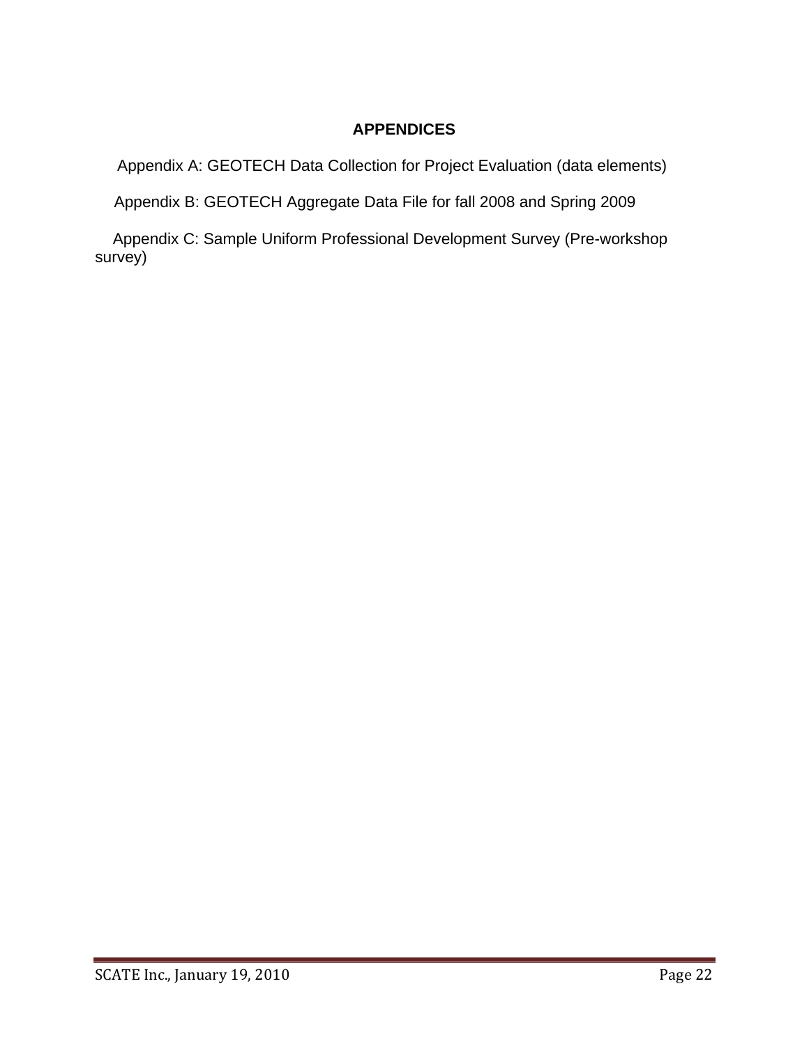# APPENDICES

Appendix A: GEOTECH Data Collection for Project Evaluation (data elements)

Appendix B: GEOTECH Aggregate Data File for fall 2008 and Spring 2009

Appendix C: Sample Uniform Professional Development Survey (Pre-workshop survey)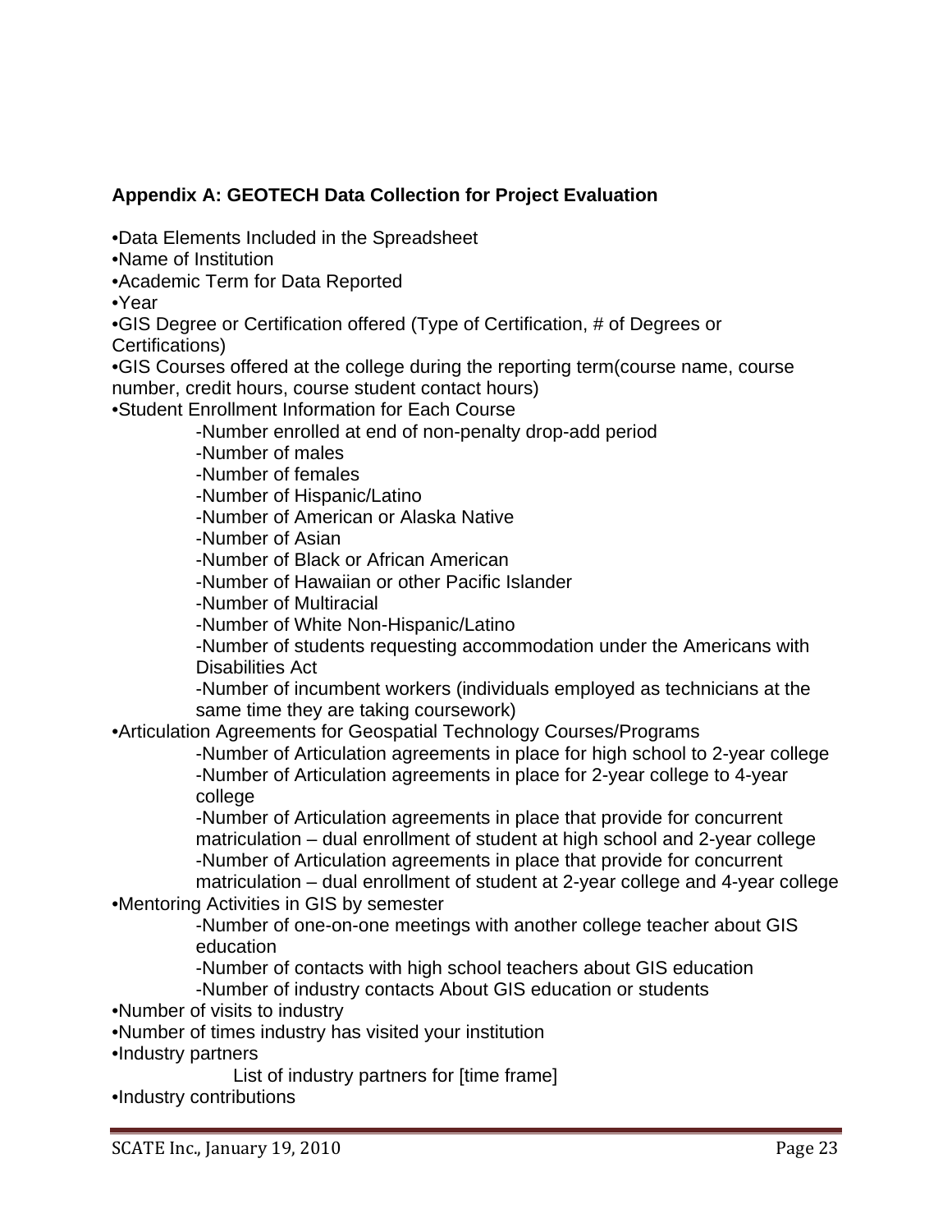### Appendix A: GEOTECH Data Collection for Project Evaluation

- Data Elements Included in the Spreadsheet
- Name of Institution
- Academic Term for Data Reported
- Year
- GIS Degree or Certification offered (Type of Certification, # of Degrees or Certifications)
- GIS Courses offered at the college during the reporting term(course name, course number, credit hours, course student contact hours)
- Student Enrollment Information for Each Course
  - -Number enrolled at end of non-penalty drop-add period
  - -Number of males
  - -Number of females
  - -Number of Hispanic/Latino
  - -Number of American or Alaska Native
  - -Number of Asian
  - -Number of Black or African American
  - -Number of Hawaiian or other Pacific Islander
  - -Number of Multiracial
  - -Number of White Non-Hispanic/Latino
  - -Number of students requesting accommodation under the Americans with Disabilities Act
  - -Number of incumbent workers (individuals employed as technicians at the same time they are taking coursework)
- Articulation Agreements for Geospatial Technology Courses/Programs
  - -Number of Articulation agreements in place for high school to 2-year college
  - -Number of Articulation agreements in place for 2-year college to 4-year college
  - -Number of Articulation agreements in place that provide for concurrent matriculation – dual enrollment of student at high school and 2-year college
  - -Number of Articulation agreements in place that provide for concurrent matriculation – dual enrollment of student at 2-year college and 4-year college
- Mentoring Activities in GIS by semester
  - -Number of one-on-one meetings with another college teacher about GIS education
  - -Number of contacts with high school teachers about GIS education
  - -Number of industry contacts About GIS education or students
- Number of visits to industry
- Number of times industry has visited your institution
- Industry partners
  - List of industry partners for [time frame]
- Industry contributions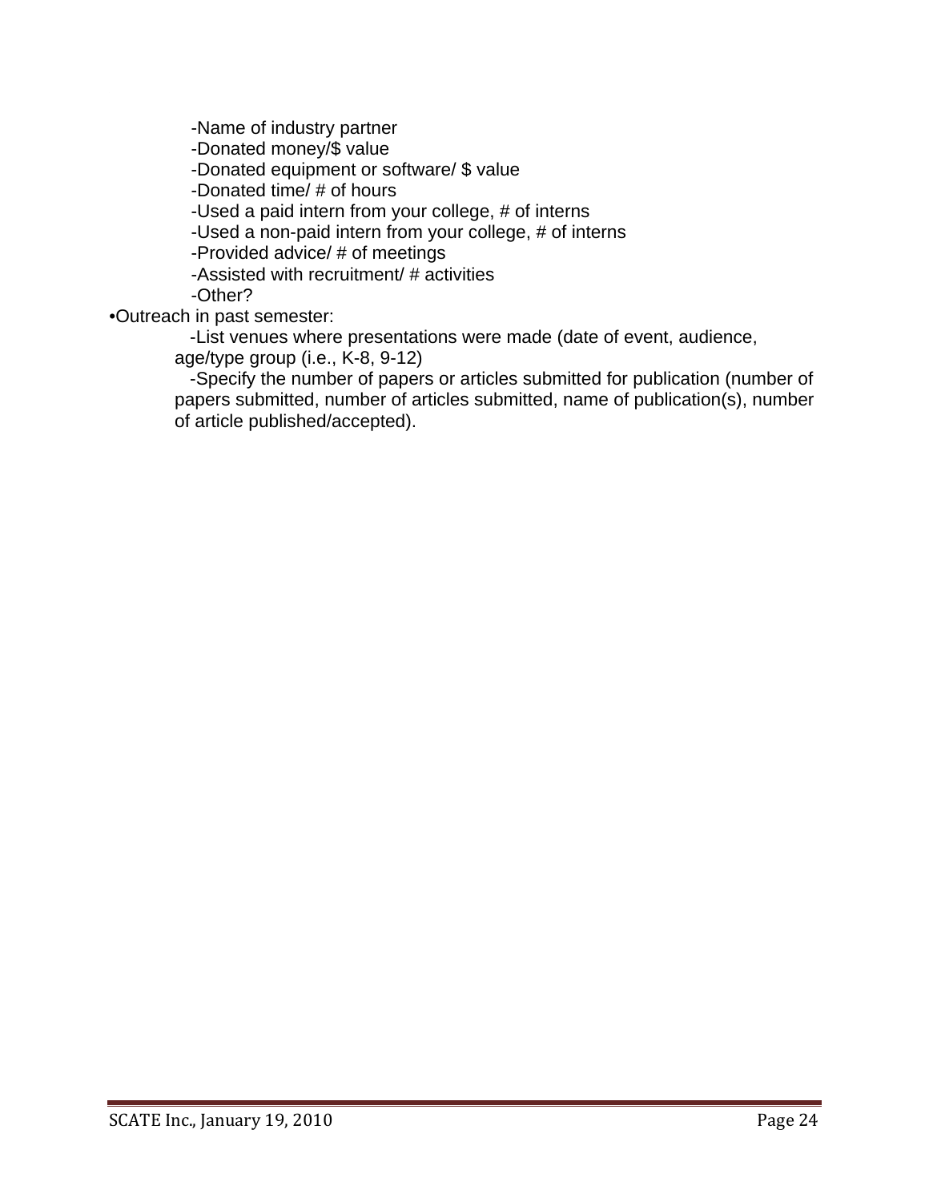- -Name of industry partner
- -Donated money/$ value
- -Donated equipment or software/ $ value
- -Donated time/ # of hours
- -Used a paid intern from your college, # of interns
- -Used a non-paid intern from your college, # of interns
- -Provided advice/ # of meetings
- -Assisted with recruitment/ # activities
- -Other?

•Outreach in past semester:

- -List venues where presentations were made (date of event, audience, age/type group (i.e., K-8, 9-12)
- -Specify the number of papers or articles submitted for publication (number of papers submitted, number of articles submitted, name of publication(s), number of article published/accepted).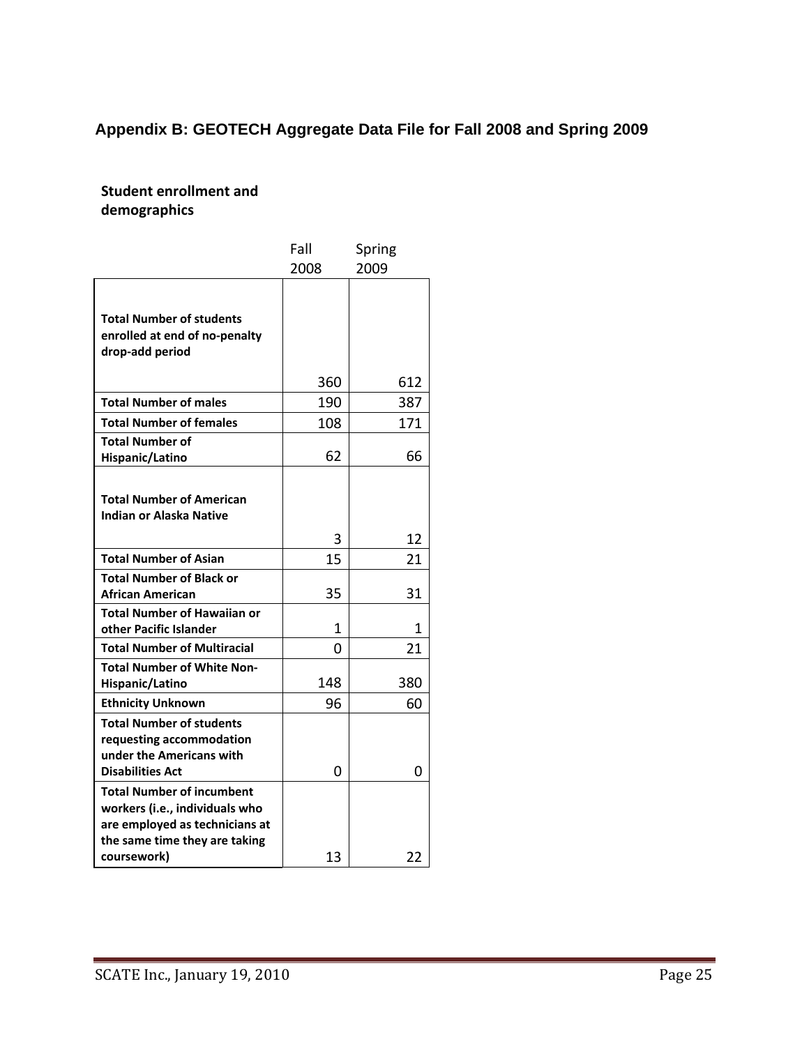## Appendix B: GEOTECH Aggregate Data File for Fall 2008 and Spring 2009

**Student enrollment and demographics**

| | Fall 2008 | Spring 2009 |
|---|---|---|
| **Total Number of students enrolled at end of no-penalty drop-add period** | 360 | 612 |
| **Total Number of males** | 190 | 387 |
| **Total Number of females** | 108 | 171 |
| **Total Number of Hispanic/Latino** | 62 | 66 |
| **Total Number of American Indian or Alaska Native** | 3 | 12 |
| **Total Number of Asian** | 15 | 21 |
| **Total Number of Black or African American** | 35 | 31 |
| **Total Number of Hawaiian or other Pacific Islander** | 1 | 1 |
| **Total Number of Multiracial** | 0 | 21 |
| **Total Number of White Non-Hispanic/Latino** | 148 | 380 |
| **Ethnicity Unknown** | 96 | 60 |
| **Total Number of students requesting accommodation under the Americans with Disabilities Act** | 0 | 0 |
| **Total Number of incumbent workers (i.e., individuals who are employed as technicians at the same time they are taking coursework)** | 13 | 22 |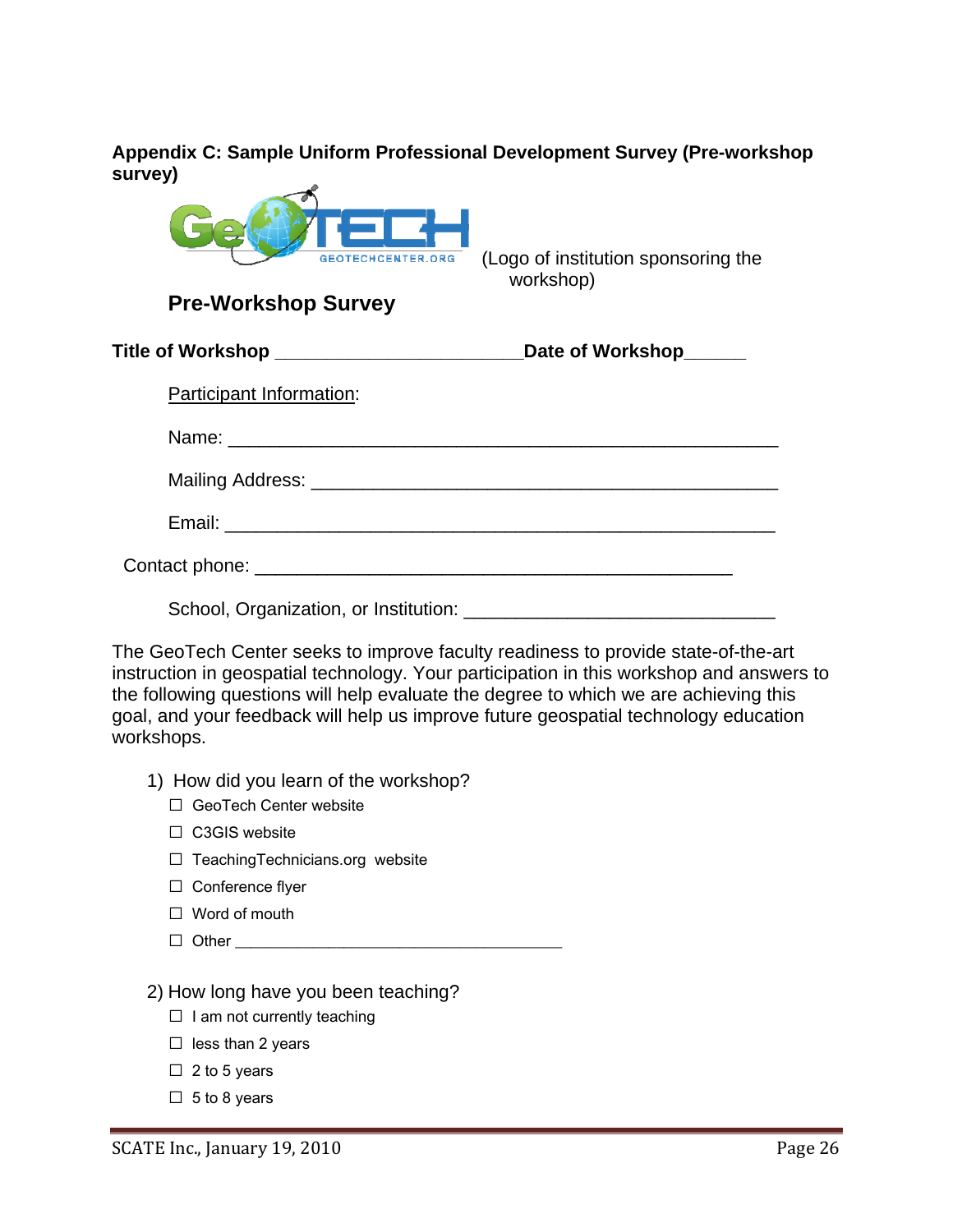**Appendix C: Sample Uniform Professional Development Survey (Pre-workshop survey)**

GEOTECHCENTER.ORG

(Logo of institution sponsoring the workshop)

## Pre-Workshop Survey

**Title of Workshop** _______________________ **Date of Workshop**______

Participant Information:

Name: ___________________________________________________

Mailing Address: ____________________________________________

Email: ___________________________________________________

Contact phone: ____________________________________________

School, Organization, or Institution: _____________________________

The GeoTech Center seeks to improve faculty readiness to provide state-of-the-art instruction in geospatial technology. Your participation in this workshop and answers to the following questions will help evaluate the degree to which we are achieving this goal, and your feedback will help us improve future geospatial technology education workshops.

1) How did you learn of the workshop?
   - ☐ GeoTech Center website
   - ☐ C3GIS website
   - ☐ TeachingTechnicians.org website
   - ☐ Conference flyer
   - ☐ Word of mouth
   - ☐ Other ___________________________________

2) How long have you been teaching?
   - ☐ I am not currently teaching
   - ☐ less than 2 years
   - ☐ 2 to 5 years
   - ☐ 5 to 8 years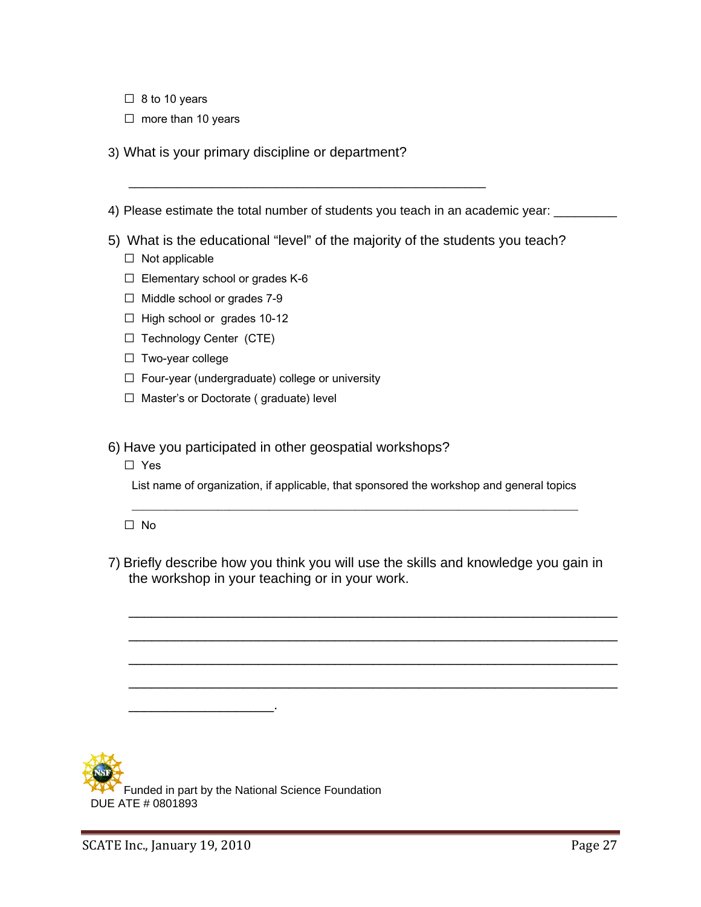☐ 8 to 10 years

☐ more than 10 years

3) What is your primary discipline or department?

__________________________________________________

4) Please estimate the total number of students you teach in an academic year: _________

5) What is the educational "level" of the majority of the students you teach?

☐ Not applicable

☐ Elementary school or grades K-6

☐ Middle school or grades 7-9

☐ High school or grades 10-12

☐ Technology Center (CTE)

☐ Two-year college

☐ Four-year (undergraduate) college or university

☐ Master's or Doctorate ( graduate) level

6) Have you participated in other geospatial workshops?

☐ Yes

List name of organization, if applicable, that sponsored the workshop and general topics

__________________________________________________________________________

☐ No

7) Briefly describe how you think you will use the skills and knowledge you gain in the workshop in your teaching or in your work.

______________________________________________________________________

______________________________________________________________________

______________________________________________________________________

______________________________________________________________________

_____________________.

Funded in part by the National Science Foundation
DUE ATE # 0801893

SCATE Inc., January 19, 2010